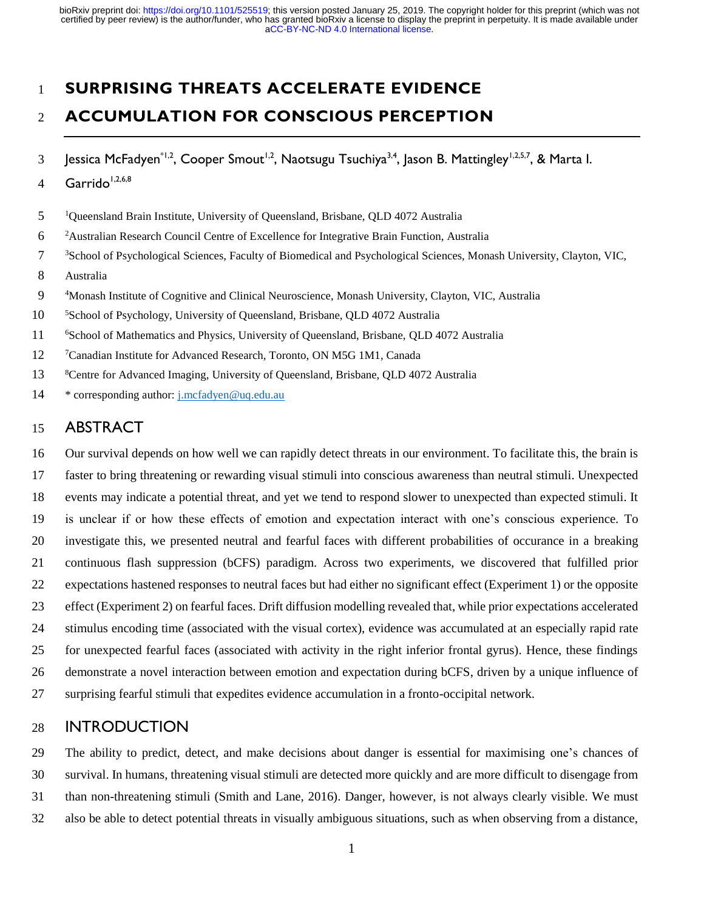# SURPRISING THREATS ACCELERATE EVIDENCE ACCUMULATION FOR CONSCIOUS PERCEPTION

Jessica McFadyen*[1,2], Cooper Smout[1,2], Naotsugu Tsuchiya[3,4], Jason B. Mattingley[1,2,5,7], & Marta I. Garrido[1,2,6,8]

[1]Queensland Brain Institute, University of Queensland, Brisbane, QLD 4072 Australia

[2]Australian Research Council Centre of Excellence for Integrative Brain Function, Australia

[3]School of Psychological Sciences, Faculty of Biomedical and Psychological Sciences, Monash University, Clayton, VIC, Australia

[4]Monash Institute of Cognitive and Clinical Neuroscience, Monash University, Clayton, VIC, Australia

[5]School of Psychology, University of Queensland, Brisbane, QLD 4072 Australia

[6]School of Mathematics and Physics, University of Queensland, Brisbane, QLD 4072 Australia

[7]Canadian Institute for Advanced Research, Toronto, ON M5G 1M1, Canada

[8]Centre for Advanced Imaging, University of Queensland, Brisbane, QLD 4072 Australia

\* corresponding author: j.mcfadyen@uq.edu.au

## ABSTRACT

Our survival depends on how well we can rapidly detect threats in our environment. To facilitate this, the brain is faster to bring threatening or rewarding visual stimuli into conscious awareness than neutral stimuli. Unexpected events may indicate a potential threat, and yet we tend to respond slower to unexpected than expected stimuli. It is unclear if or how these effects of emotion and expectation interact with one's conscious experience. To investigate this, we presented neutral and fearful faces with different probabilities of occurance in a breaking continuous flash suppression (bCFS) paradigm. Across two experiments, we discovered that fulfilled prior expectations hastened responses to neutral faces but had either no significant effect (Experiment 1) or the opposite effect (Experiment 2) on fearful faces. Drift diffusion modelling revealed that, while prior expectations accelerated stimulus encoding time (associated with the visual cortex), evidence was accumulated at an especially rapid rate for unexpected fearful faces (associated with activity in the right inferior frontal gyrus). Hence, these findings demonstrate a novel interaction between emotion and expectation during bCFS, driven by a unique influence of surprising fearful stimuli that expedites evidence accumulation in a fronto-occipital network.

## INTRODUCTION

The ability to predict, detect, and make decisions about danger is essential for maximising one's chances of survival. In humans, threatening visual stimuli are detected more quickly and are more difficult to disengage from than non-threatening stimuli (Smith and Lane, 2016). Danger, however, is not always clearly visible. We must also be able to detect potential threats in visually ambiguous situations, such as when observing from a distance,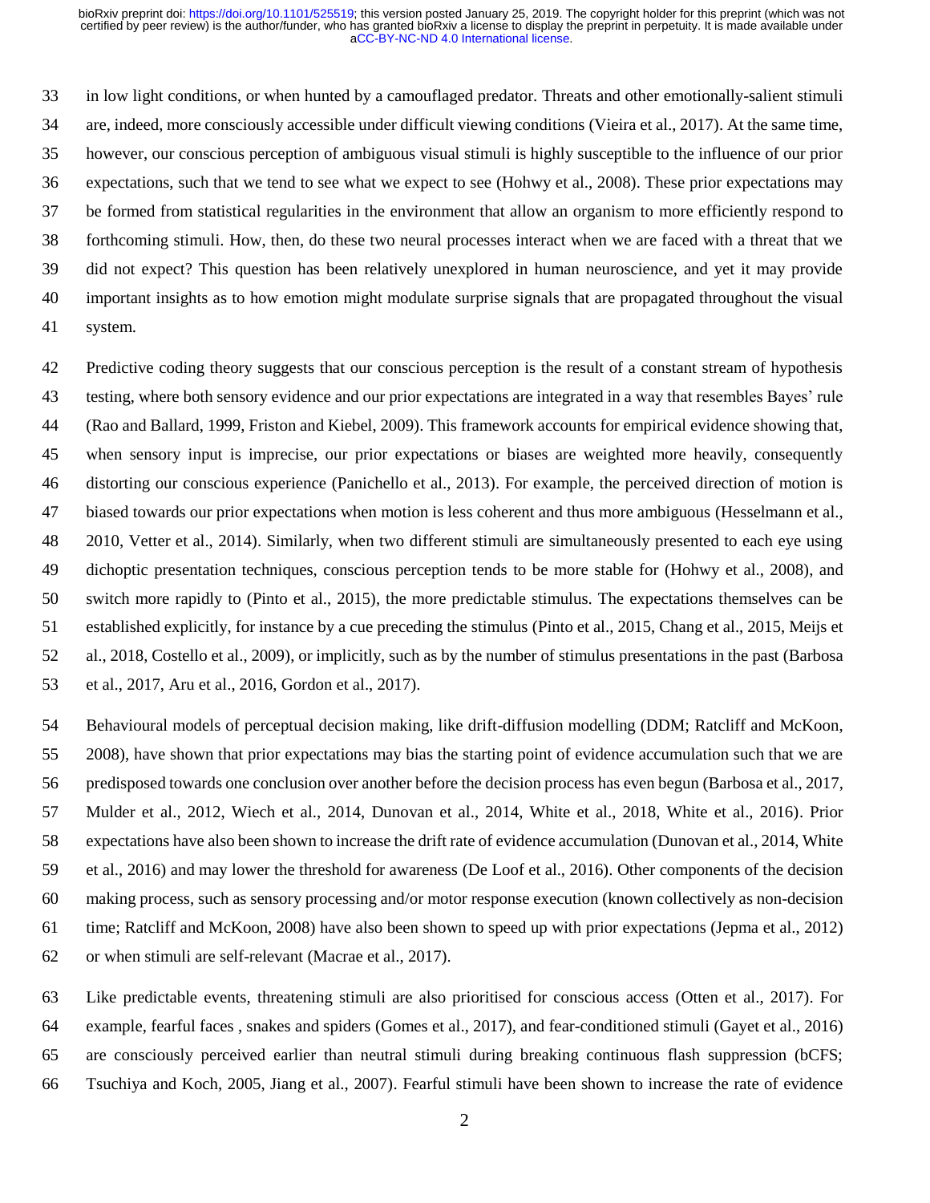in low light conditions, or when hunted by a camouflaged predator. Threats and other emotionally-salient stimuli are, indeed, more consciously accessible under difficult viewing conditions (Vieira et al., 2017). At the same time, however, our conscious perception of ambiguous visual stimuli is highly susceptible to the influence of our prior expectations, such that we tend to see what we expect to see (Hohwy et al., 2008). These prior expectations may be formed from statistical regularities in the environment that allow an organism to more efficiently respond to forthcoming stimuli. How, then, do these two neural processes interact when we are faced with a threat that we did not expect? This question has been relatively unexplored in human neuroscience, and yet it may provide important insights as to how emotion might modulate surprise signals that are propagated throughout the visual system.

Predictive coding theory suggests that our conscious perception is the result of a constant stream of hypothesis testing, where both sensory evidence and our prior expectations are integrated in a way that resembles Bayes' rule (Rao and Ballard, 1999, Friston and Kiebel, 2009). This framework accounts for empirical evidence showing that, when sensory input is imprecise, our prior expectations or biases are weighted more heavily, consequently distorting our conscious experience (Panichello et al., 2013). For example, the perceived direction of motion is biased towards our prior expectations when motion is less coherent and thus more ambiguous (Hesselmann et al., 2010, Vetter et al., 2014). Similarly, when two different stimuli are simultaneously presented to each eye using dichoptic presentation techniques, conscious perception tends to be more stable for (Hohwy et al., 2008), and switch more rapidly to (Pinto et al., 2015), the more predictable stimulus. The expectations themselves can be established explicitly, for instance by a cue preceding the stimulus (Pinto et al., 2015, Chang et al., 2015, Meijs et al., 2018, Costello et al., 2009), or implicitly, such as by the number of stimulus presentations in the past (Barbosa et al., 2017, Aru et al., 2016, Gordon et al., 2017).

Behavioural models of perceptual decision making, like drift-diffusion modelling (DDM; Ratcliff and McKoon, 2008), have shown that prior expectations may bias the starting point of evidence accumulation such that we are predisposed towards one conclusion over another before the decision process has even begun (Barbosa et al., 2017, Mulder et al., 2012, Wiech et al., 2014, Dunovan et al., 2014, White et al., 2018, White et al., 2016). Prior expectations have also been shown to increase the drift rate of evidence accumulation (Dunovan et al., 2014, White et al., 2016) and may lower the threshold for awareness (De Loof et al., 2016). Other components of the decision making process, such as sensory processing and/or motor response execution (known collectively as non-decision time; Ratcliff and McKoon, 2008) have also been shown to speed up with prior expectations (Jepma et al., 2012) or when stimuli are self-relevant (Macrae et al., 2017).

Like predictable events, threatening stimuli are also prioritised for conscious access (Otten et al., 2017). For example, fearful faces , snakes and spiders (Gomes et al., 2017), and fear-conditioned stimuli (Gayet et al., 2016) are consciously perceived earlier than neutral stimuli during breaking continuous flash suppression (bCFS; Tsuchiya and Koch, 2005, Jiang et al., 2007). Fearful stimuli have been shown to increase the rate of evidence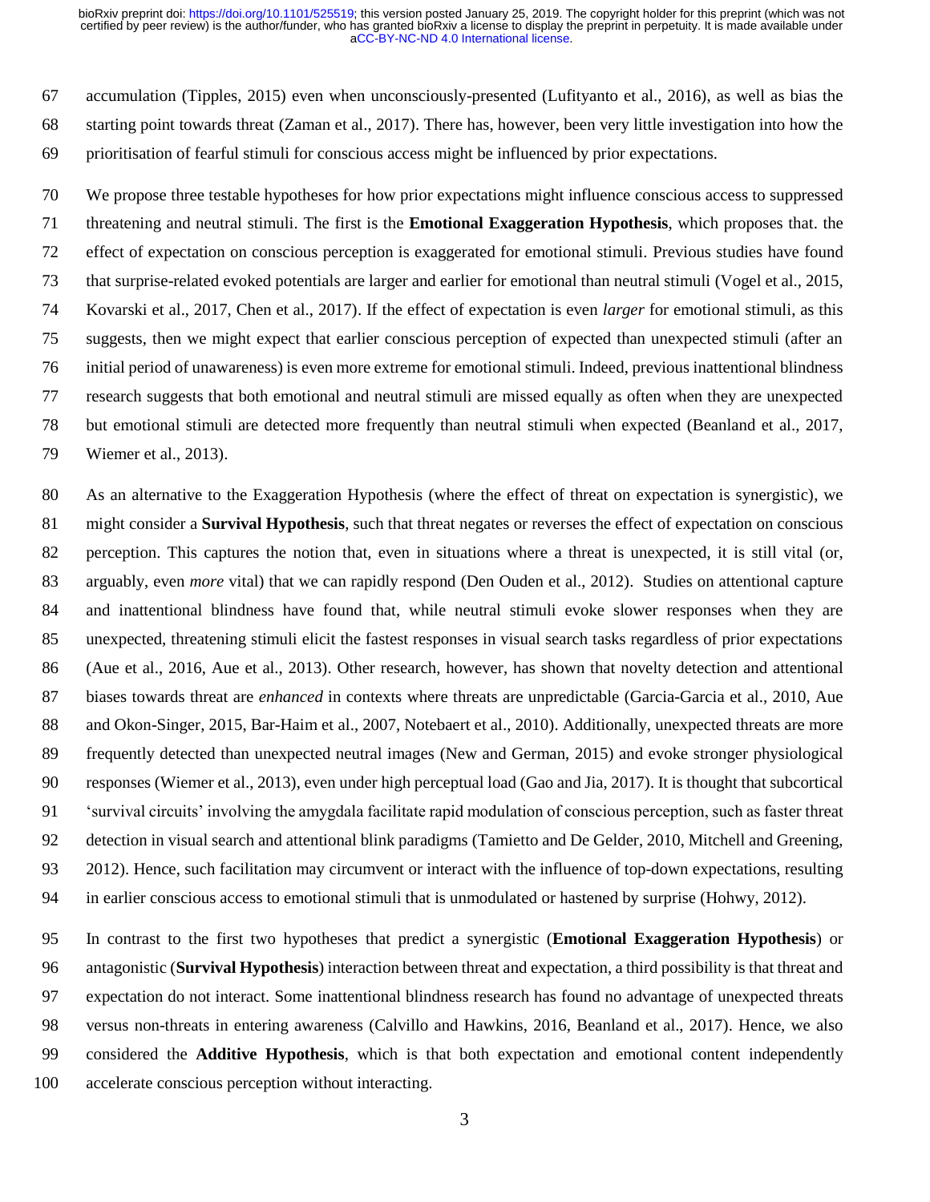accumulation (Tipples, 2015) even when unconsciously-presented (Lufityanto et al., 2016), as well as bias the starting point towards threat (Zaman et al., 2017). There has, however, been very little investigation into how the prioritisation of fearful stimuli for conscious access might be influenced by prior expectations.

We propose three testable hypotheses for how prior expectations might influence conscious access to suppressed threatening and neutral stimuli. The first is the **Emotional Exaggeration Hypothesis**, which proposes that. the effect of expectation on conscious perception is exaggerated for emotional stimuli. Previous studies have found that surprise-related evoked potentials are larger and earlier for emotional than neutral stimuli (Vogel et al., 2015, Kovarski et al., 2017, Chen et al., 2017). If the effect of expectation is even *larger* for emotional stimuli, as this suggests, then we might expect that earlier conscious perception of expected than unexpected stimuli (after an initial period of unawareness) is even more extreme for emotional stimuli. Indeed, previous inattentional blindness research suggests that both emotional and neutral stimuli are missed equally as often when they are unexpected but emotional stimuli are detected more frequently than neutral stimuli when expected (Beanland et al., 2017, Wiemer et al., 2013).

As an alternative to the Exaggeration Hypothesis (where the effect of threat on expectation is synergistic), we might consider a **Survival Hypothesis**, such that threat negates or reverses the effect of expectation on conscious perception. This captures the notion that, even in situations where a threat is unexpected, it is still vital (or, arguably, even *more* vital) that we can rapidly respond (Den Ouden et al., 2012). Studies on attentional capture and inattentional blindness have found that, while neutral stimuli evoke slower responses when they are unexpected, threatening stimuli elicit the fastest responses in visual search tasks regardless of prior expectations (Aue et al., 2016, Aue et al., 2013). Other research, however, has shown that novelty detection and attentional biases towards threat are *enhanced* in contexts where threats are unpredictable (Garcia-Garcia et al., 2010, Aue and Okon-Singer, 2015, Bar-Haim et al., 2007, Notebaert et al., 2010). Additionally, unexpected threats are more frequently detected than unexpected neutral images (New and German, 2015) and evoke stronger physiological responses (Wiemer et al., 2013), even under high perceptual load (Gao and Jia, 2017). It is thought that subcortical 'survival circuits' involving the amygdala facilitate rapid modulation of conscious perception, such as faster threat detection in visual search and attentional blink paradigms (Tamietto and De Gelder, 2010, Mitchell and Greening, 2012). Hence, such facilitation may circumvent or interact with the influence of top-down expectations, resulting in earlier conscious access to emotional stimuli that is unmodulated or hastened by surprise (Hohwy, 2012).

In contrast to the first two hypotheses that predict a synergistic (**Emotional Exaggeration Hypothesis**) or antagonistic (**Survival Hypothesis**) interaction between threat and expectation, a third possibility is that threat and expectation do not interact. Some inattentional blindness research has found no advantage of unexpected threats versus non-threats in entering awareness (Calvillo and Hawkins, 2016, Beanland et al., 2017). Hence, we also considered the **Additive Hypothesis**, which is that both expectation and emotional content independently accelerate conscious perception without interacting.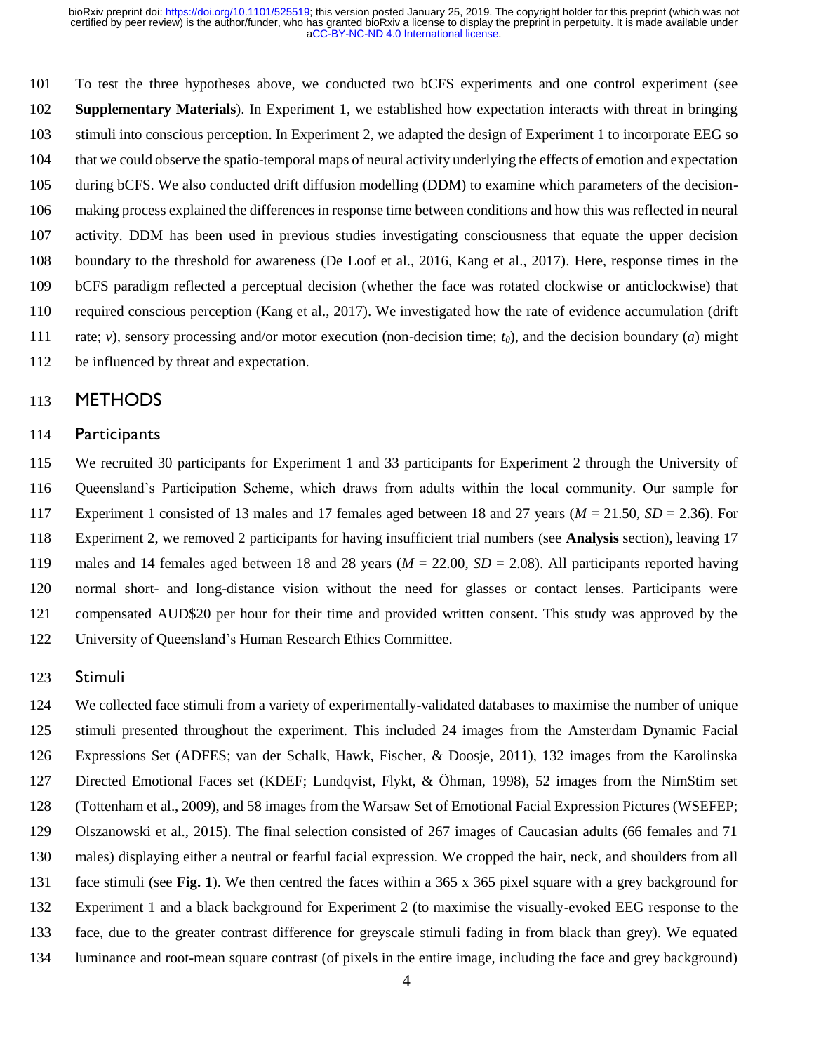To test the three hypotheses above, we conducted two bCFS experiments and one control experiment (see **Supplementary Materials**). In Experiment 1, we established how expectation interacts with threat in bringing stimuli into conscious perception. In Experiment 2, we adapted the design of Experiment 1 to incorporate EEG so that we could observe the spatio-temporal maps of neural activity underlying the effects of emotion and expectation during bCFS. We also conducted drift diffusion modelling (DDM) to examine which parameters of the decision-making process explained the differences in response time between conditions and how this was reflected in neural activity. DDM has been used in previous studies investigating consciousness that equate the upper decision boundary to the threshold for awareness (De Loof et al., 2016, Kang et al., 2017). Here, response times in the bCFS paradigm reflected a perceptual decision (whether the face was rotated clockwise or anticlockwise) that required conscious perception (Kang et al., 2017). We investigated how the rate of evidence accumulation (drift rate; $v$), sensory processing and/or motor execution (non-decision time; $t_0$), and the decision boundary ($a$) might be influenced by threat and expectation.

# METHODS

## Participants

We recruited 30 participants for Experiment 1 and 33 participants for Experiment 2 through the University of Queensland's Participation Scheme, which draws from adults within the local community. Our sample for Experiment 1 consisted of 13 males and 17 females aged between 18 and 27 years ($M$ = 21.50, $SD$ = 2.36). For Experiment 2, we removed 2 participants for having insufficient trial numbers (see **Analysis** section), leaving 17 males and 14 females aged between 18 and 28 years ($M$ = 22.00, $SD$ = 2.08). All participants reported having normal short- and long-distance vision without the need for glasses or contact lenses. Participants were compensated AUD$20 per hour for their time and provided written consent. This study was approved by the University of Queensland's Human Research Ethics Committee.

## Stimuli

We collected face stimuli from a variety of experimentally-validated databases to maximise the number of unique stimuli presented throughout the experiment. This included 24 images from the Amsterdam Dynamic Facial Expressions Set (ADFES; van der Schalk, Hawk, Fischer, & Doosje, 2011), 132 images from the Karolinska Directed Emotional Faces set (KDEF; Lundqvist, Flykt, & Öhman, 1998), 52 images from the NimStim set (Tottenham et al., 2009), and 58 images from the Warsaw Set of Emotional Facial Expression Pictures (WSEFEP; Olszanowski et al., 2015). The final selection consisted of 267 images of Caucasian adults (66 females and 71 males) displaying either a neutral or fearful facial expression. We cropped the hair, neck, and shoulders from all face stimuli (see **Fig. 1**). We then centred the faces within a 365 x 365 pixel square with a grey background for Experiment 1 and a black background for Experiment 2 (to maximise the visually-evoked EEG response to the face, due to the greater contrast difference for greyscale stimuli fading in from black than grey). We equated luminance and root-mean square contrast (of pixels in the entire image, including the face and grey background)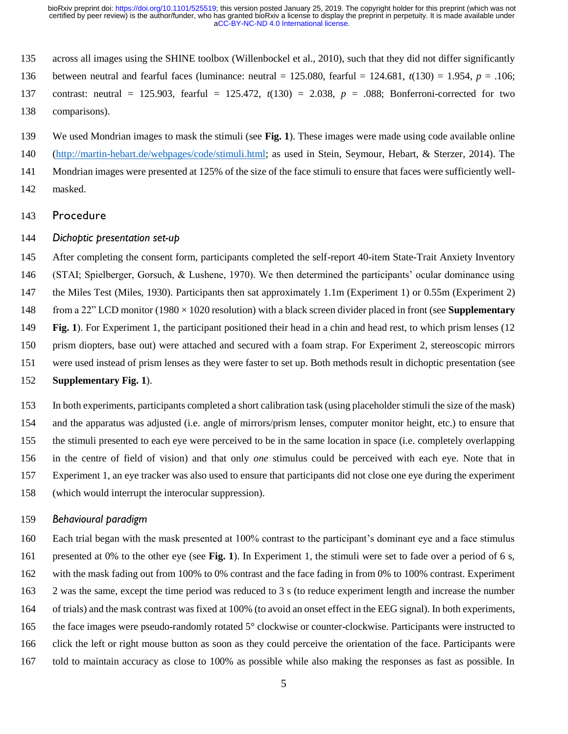across all images using the SHINE toolbox (Willenbockel et al., 2010), such that they did not differ significantly between neutral and fearful faces (luminance: neutral = 125.080, fearful = 124.681, $t(130) = 1.954$, $p = .106$; contrast: neutral = 125.903, fearful = 125.472, $t(130) = 2.038$, $p = .088$; Bonferroni-corrected for two comparisons).

We used Mondrian images to mask the stimuli (see **Fig. 1**). These images were made using code available online (http://martin-hebart.de/webpages/code/stimuli.html; as used in Stein, Seymour, Hebart, & Sterzer, 2014). The Mondrian images were presented at 125% of the size of the face stimuli to ensure that faces were sufficiently well-masked.

## Procedure

### *Dichoptic presentation set-up*

After completing the consent form, participants completed the self-report 40-item State-Trait Anxiety Inventory (STAI; Spielberger, Gorsuch, & Lushene, 1970). We then determined the participants' ocular dominance using the Miles Test (Miles, 1930). Participants then sat approximately 1.1m (Experiment 1) or 0.55m (Experiment 2) from a 22" LCD monitor (1980 × 1020 resolution) with a black screen divider placed in front (see **Supplementary Fig. 1**). For Experiment 1, the participant positioned their head in a chin and head rest, to which prism lenses (12 prism diopters, base out) were attached and secured with a foam strap. For Experiment 2, stereoscopic mirrors were used instead of prism lenses as they were faster to set up. Both methods result in dichoptic presentation (see **Supplementary Fig. 1**).

In both experiments, participants completed a short calibration task (using placeholder stimuli the size of the mask) and the apparatus was adjusted (i.e. angle of mirrors/prism lenses, computer monitor height, etc.) to ensure that the stimuli presented to each eye were perceived to be in the same location in space (i.e. completely overlapping in the centre of field of vision) and that only *one* stimulus could be perceived with each eye. Note that in Experiment 1, an eye tracker was also used to ensure that participants did not close one eye during the experiment (which would interrupt the interocular suppression).

### *Behavioural paradigm*

Each trial began with the mask presented at 100% contrast to the participant's dominant eye and a face stimulus presented at 0% to the other eye (see **Fig. 1**). In Experiment 1, the stimuli were set to fade over a period of 6 s, with the mask fading out from 100% to 0% contrast and the face fading in from 0% to 100% contrast. Experiment 2 was the same, except the time period was reduced to 3 s (to reduce experiment length and increase the number of trials) and the mask contrast was fixed at 100% (to avoid an onset effect in the EEG signal). In both experiments, the face images were pseudo-randomly rotated 5° clockwise or counter-clockwise. Participants were instructed to click the left or right mouse button as soon as they could perceive the orientation of the face. Participants were told to maintain accuracy as close to 100% as possible while also making the responses as fast as possible. In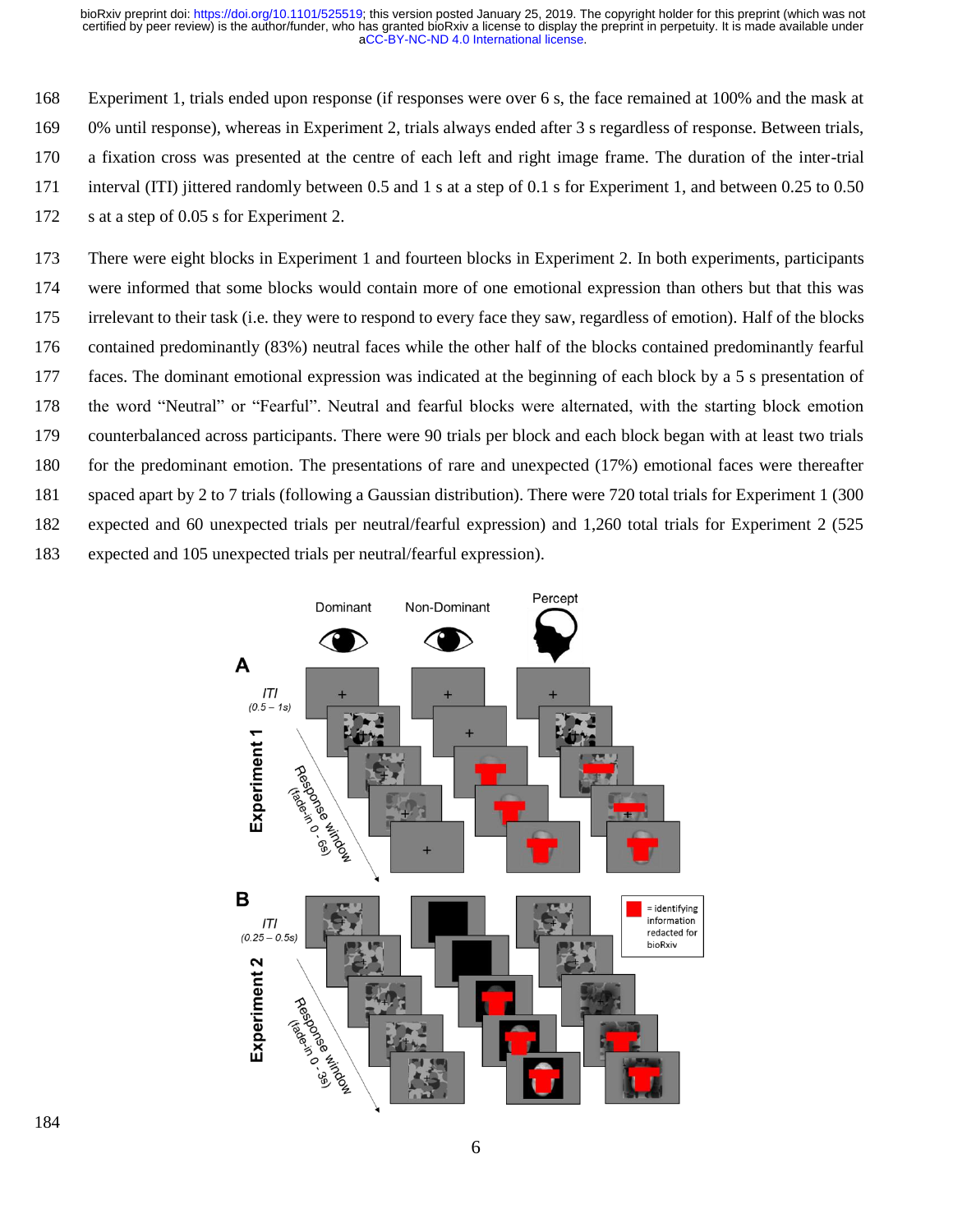Experiment 1, trials ended upon response (if responses were over 6 s, the face remained at 100% and the mask at 0% until response), whereas in Experiment 2, trials always ended after 3 s regardless of response. Between trials, a fixation cross was presented at the centre of each left and right image frame. The duration of the inter-trial interval (ITI) jittered randomly between 0.5 and 1 s at a step of 0.1 s for Experiment 1, and between 0.25 to 0.50 s at a step of 0.05 s for Experiment 2.

There were eight blocks in Experiment 1 and fourteen blocks in Experiment 2. In both experiments, participants were informed that some blocks would contain more of one emotional expression than others but that this was irrelevant to their task (i.e. they were to respond to every face they saw, regardless of emotion). Half of the blocks contained predominantly (83%) neutral faces while the other half of the blocks contained predominantly fearful faces. The dominant emotional expression was indicated at the beginning of each block by a 5 s presentation of the word "Neutral" or "Fearful". Neutral and fearful blocks were alternated, with the starting block emotion counterbalanced across participants. There were 90 trials per block and each block began with at least two trials for the predominant emotion. The presentations of rare and unexpected (17%) emotional faces were thereafter spaced apart by 2 to 7 trials (following a Gaussian distribution). There were 720 total trials for Experiment 1 (300 expected and 60 unexpected trials per neutral/fearful expression) and 1,260 total trials for Experiment 2 (525 expected and 105 unexpected trials per neutral/fearful expression).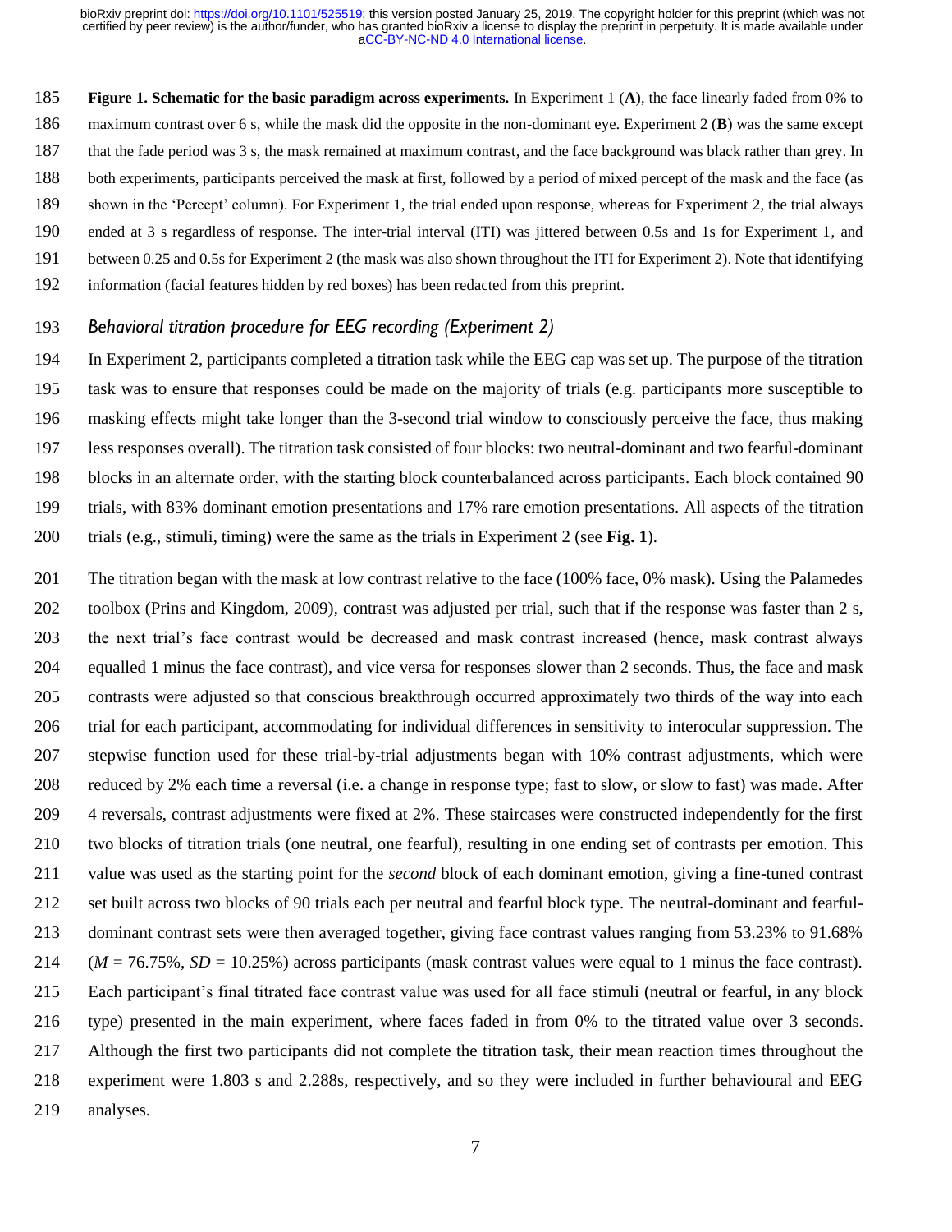**Figure 1. Schematic for the basic paradigm across experiments.** In Experiment 1 (**A**), the face linearly faded from 0% to maximum contrast over 6 s, while the mask did the opposite in the non-dominant eye. Experiment 2 (**B**) was the same except that the fade period was 3 s, the mask remained at maximum contrast, and the face background was black rather than grey. In both experiments, participants perceived the mask at first, followed by a period of mixed percept of the mask and the face (as shown in the 'Percept' column). For Experiment 1, the trial ended upon response, whereas for Experiment 2, the trial always ended at 3 s regardless of response. The inter-trial interval (ITI) was jittered between 0.5s and 1s for Experiment 1, and between 0.25 and 0.5s for Experiment 2 (the mask was also shown throughout the ITI for Experiment 2). Note that identifying information (facial features hidden by red boxes) has been redacted from this preprint.

### *Behavioral titration procedure for EEG recording (Experiment 2)*

In Experiment 2, participants completed a titration task while the EEG cap was set up. The purpose of the titration task was to ensure that responses could be made on the majority of trials (e.g. participants more susceptible to masking effects might take longer than the 3-second trial window to consciously perceive the face, thus making less responses overall). The titration task consisted of four blocks: two neutral-dominant and two fearful-dominant blocks in an alternate order, with the starting block counterbalanced across participants. Each block contained 90 trials, with 83% dominant emotion presentations and 17% rare emotion presentations. All aspects of the titration trials (e.g., stimuli, timing) were the same as the trials in Experiment 2 (see **Fig. 1**).

The titration began with the mask at low contrast relative to the face (100% face, 0% mask). Using the Palamedes toolbox (Prins and Kingdom, 2009), contrast was adjusted per trial, such that if the response was faster than 2 s, the next trial's face contrast would be decreased and mask contrast increased (hence, mask contrast always equalled 1 minus the face contrast), and vice versa for responses slower than 2 seconds. Thus, the face and mask contrasts were adjusted so that conscious breakthrough occurred approximately two thirds of the way into each trial for each participant, accommodating for individual differences in sensitivity to interocular suppression. The stepwise function used for these trial-by-trial adjustments began with 10% contrast adjustments, which were reduced by 2% each time a reversal (i.e. a change in response type; fast to slow, or slow to fast) was made. After 4 reversals, contrast adjustments were fixed at 2%. These staircases were constructed independently for the first two blocks of titration trials (one neutral, one fearful), resulting in one ending set of contrasts per emotion. This value was used as the starting point for the *second* block of each dominant emotion, giving a fine-tuned contrast set built across two blocks of 90 trials each per neutral and fearful block type. The neutral-dominant and fearful-dominant contrast sets were then averaged together, giving face contrast values ranging from 53.23% to 91.68% ($M$ = 76.75%, $SD$ = 10.25%) across participants (mask contrast values were equal to 1 minus the face contrast). Each participant's final titrated face contrast value was used for all face stimuli (neutral or fearful, in any block type) presented in the main experiment, where faces faded in from 0% to the titrated value over 3 seconds. Although the first two participants did not complete the titration task, their mean reaction times throughout the experiment were 1.803 s and 2.288s, respectively, and so they were included in further behavioural and EEG analyses.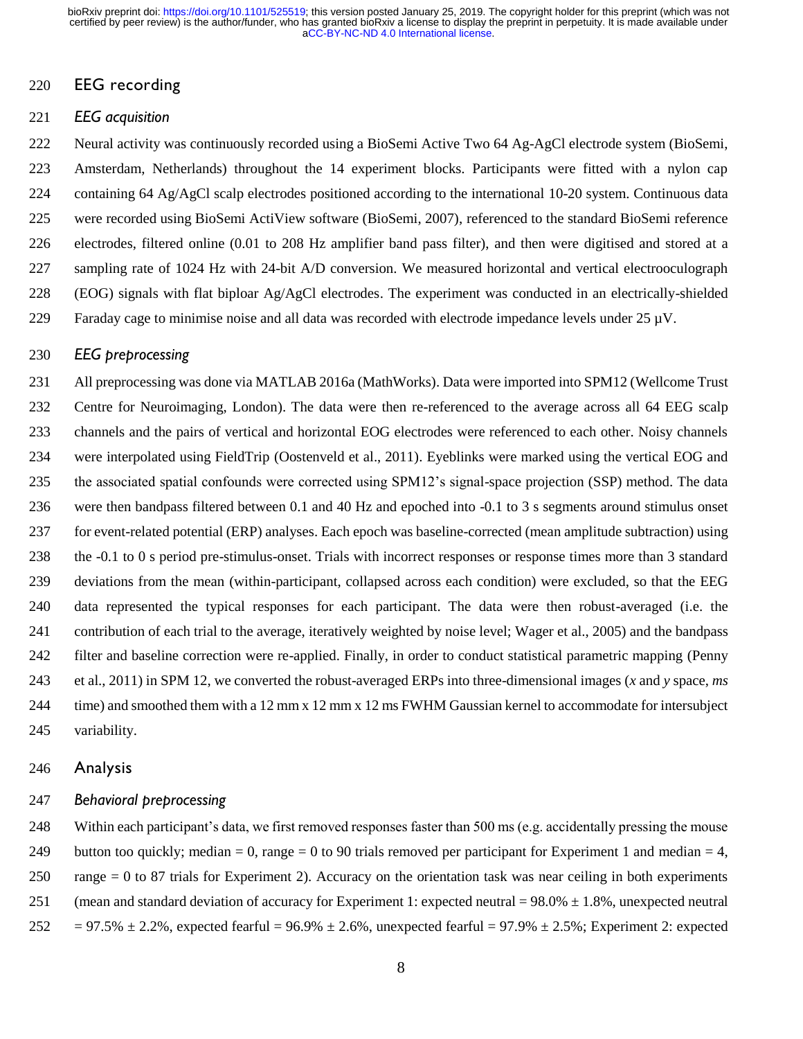## EEG recording

### *EEG acquisition*

Neural activity was continuously recorded using a BioSemi Active Two 64 Ag-AgCl electrode system (BioSemi, Amsterdam, Netherlands) throughout the 14 experiment blocks. Participants were fitted with a nylon cap containing 64 Ag/AgCl scalp electrodes positioned according to the international 10-20 system. Continuous data were recorded using BioSemi ActiView software (BioSemi, 2007), referenced to the standard BioSemi reference electrodes, filtered online (0.01 to 208 Hz amplifier band pass filter), and then were digitised and stored at a sampling rate of 1024 Hz with 24-bit A/D conversion. We measured horizontal and vertical electrooculograph (EOG) signals with flat biploar Ag/AgCl electrodes. The experiment was conducted in an electrically-shielded Faraday cage to minimise noise and all data was recorded with electrode impedance levels under 25 μV.

### *EEG preprocessing*

All preprocessing was done via MATLAB 2016a (MathWorks). Data were imported into SPM12 (Wellcome Trust Centre for Neuroimaging, London). The data were then re-referenced to the average across all 64 EEG scalp channels and the pairs of vertical and horizontal EOG electrodes were referenced to each other. Noisy channels were interpolated using FieldTrip (Oostenveld et al., 2011). Eyeblinks were marked using the vertical EOG and the associated spatial confounds were corrected using SPM12's signal-space projection (SSP) method. The data were then bandpass filtered between 0.1 and 40 Hz and epoched into -0.1 to 3 s segments around stimulus onset for event-related potential (ERP) analyses. Each epoch was baseline-corrected (mean amplitude subtraction) using the -0.1 to 0 s period pre-stimulus-onset. Trials with incorrect responses or response times more than 3 standard deviations from the mean (within-participant, collapsed across each condition) were excluded, so that the EEG data represented the typical responses for each participant. The data were then robust-averaged (i.e. the contribution of each trial to the average, iteratively weighted by noise level; Wager et al., 2005) and the bandpass filter and baseline correction were re-applied. Finally, in order to conduct statistical parametric mapping (Penny et al., 2011) in SPM 12, we converted the robust-averaged ERPs into three-dimensional images (*x* and *y* space, *ms* time) and smoothed them with a 12 mm x 12 mm x 12 ms FWHM Gaussian kernel to accommodate for intersubject variability.

## Analysis

### *Behavioral preprocessing*

Within each participant's data, we first removed responses faster than 500 ms (e.g. accidentally pressing the mouse button too quickly; median = 0, range = 0 to 90 trials removed per participant for Experiment 1 and median = 4, range = 0 to 87 trials for Experiment 2). Accuracy on the orientation task was near ceiling in both experiments (mean and standard deviation of accuracy for Experiment 1: expected neutral = 98.0% ± 1.8%, unexpected neutral = 97.5% ± 2.2%, expected fearful = 96.9% ± 2.6%, unexpected fearful = 97.9% ± 2.5%; Experiment 2: expected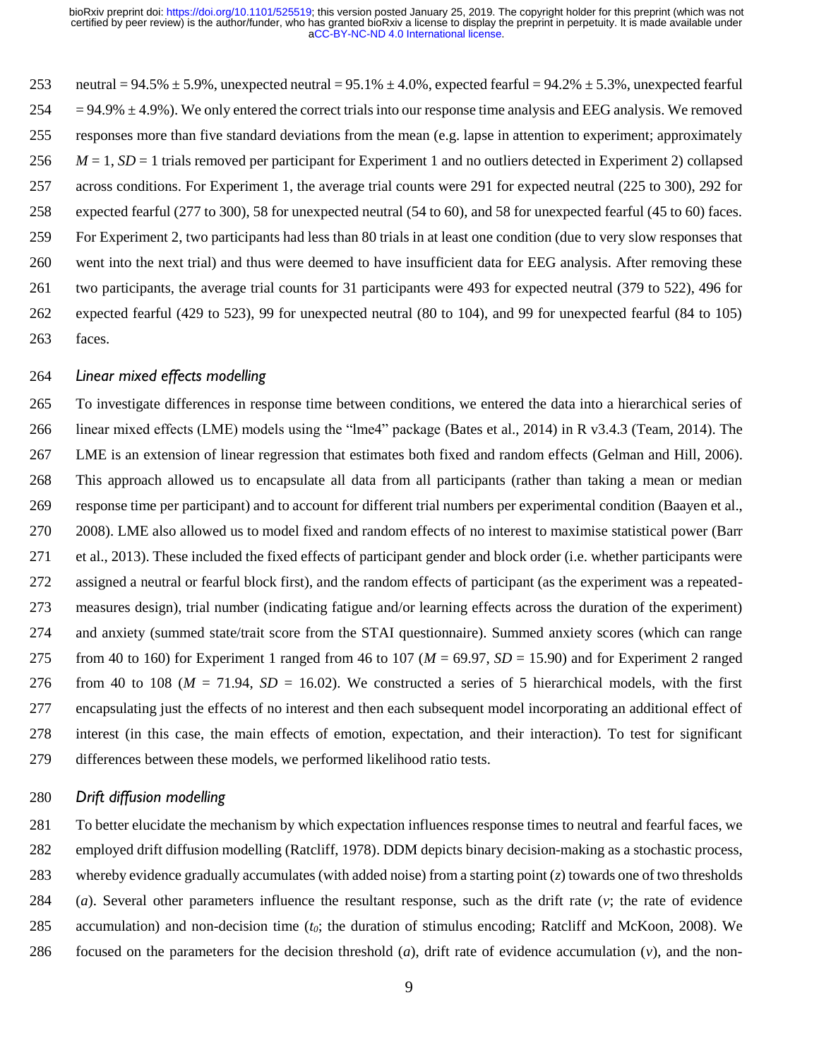neutral = 94.5% ± 5.9%, unexpected neutral = 95.1% ± 4.0%, expected fearful = 94.2% ± 5.3%, unexpected fearful = 94.9% ± 4.9%). We only entered the correct trials into our response time analysis and EEG analysis. We removed responses more than five standard deviations from the mean (e.g. lapse in attention to experiment; approximately $M = 1$, $SD = 1$ trials removed per participant for Experiment 1 and no outliers detected in Experiment 2) collapsed across conditions. For Experiment 1, the average trial counts were 291 for expected neutral (225 to 300), 292 for expected fearful (277 to 300), 58 for unexpected neutral (54 to 60), and 58 for unexpected fearful (45 to 60) faces. For Experiment 2, two participants had less than 80 trials in at least one condition (due to very slow responses that went into the next trial) and thus were deemed to have insufficient data for EEG analysis. After removing these two participants, the average trial counts for 31 participants were 493 for expected neutral (379 to 522), 496 for expected fearful (429 to 523), 99 for unexpected neutral (80 to 104), and 99 for unexpected fearful (84 to 105) faces.

### *Linear mixed effects modelling*

To investigate differences in response time between conditions, we entered the data into a hierarchical series of linear mixed effects (LME) models using the "lme4" package (Bates et al., 2014) in R v3.4.3 (Team, 2014). The LME is an extension of linear regression that estimates both fixed and random effects (Gelman and Hill, 2006). This approach allowed us to encapsulate all data from all participants (rather than taking a mean or median response time per participant) and to account for different trial numbers per experimental condition (Baayen et al., 2008). LME also allowed us to model fixed and random effects of no interest to maximise statistical power (Barr et al., 2013). These included the fixed effects of participant gender and block order (i.e. whether participants were assigned a neutral or fearful block first), and the random effects of participant (as the experiment was a repeated-measures design), trial number (indicating fatigue and/or learning effects across the duration of the experiment) and anxiety (summed state/trait score from the STAI questionnaire). Summed anxiety scores (which can range from 40 to 160) for Experiment 1 ranged from 46 to 107 ($M = 69.97$, $SD = 15.90$) and for Experiment 2 ranged from 40 to 108 ($M = 71.94$, $SD = 16.02$). We constructed a series of 5 hierarchical models, with the first encapsulating just the effects of no interest and then each subsequent model incorporating an additional effect of interest (in this case, the main effects of emotion, expectation, and their interaction). To test for significant differences between these models, we performed likelihood ratio tests.

### *Drift diffusion modelling*

To better elucidate the mechanism by which expectation influences response times to neutral and fearful faces, we employed drift diffusion modelling (Ratcliff, 1978). DDM depicts binary decision-making as a stochastic process, whereby evidence gradually accumulates (with added noise) from a starting point ($z$) towards one of two thresholds ($a$). Several other parameters influence the resultant response, such as the drift rate ($v$; the rate of evidence accumulation) and non-decision time ($t_0$; the duration of stimulus encoding; Ratcliff and McKoon, 2008). We focused on the parameters for the decision threshold ($a$), drift rate of evidence accumulation ($v$), and the non-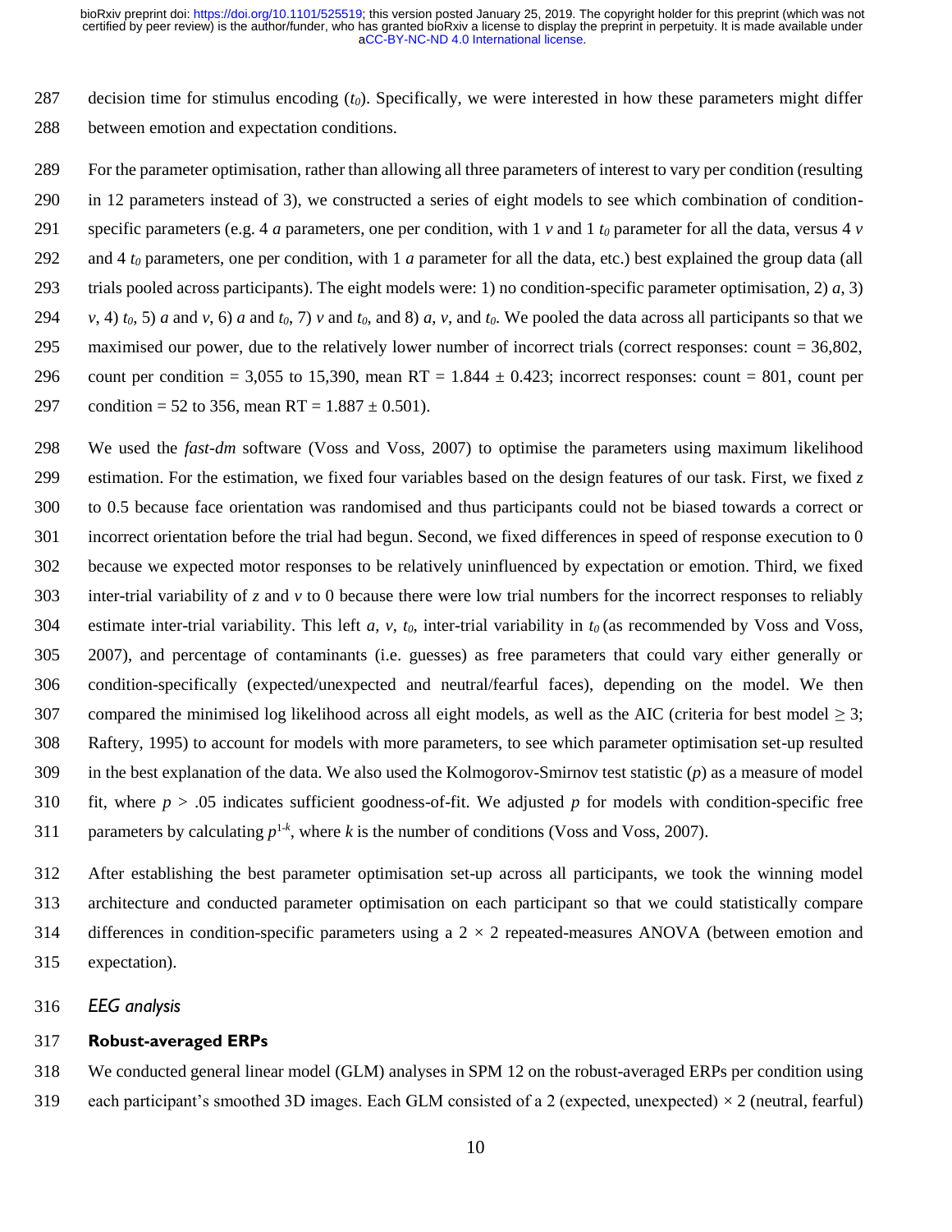decision time for stimulus encoding ($t_0$). Specifically, we were interested in how these parameters might differ between emotion and expectation conditions.

For the parameter optimisation, rather than allowing all three parameters of interest to vary per condition (resulting in 12 parameters instead of 3), we constructed a series of eight models to see which combination of condition-specific parameters (e.g. 4 $a$ parameters, one per condition, with 1 $v$ and 1 $t_0$ parameter for all the data, versus 4 $v$ and 4 $t_0$ parameters, one per condition, with 1 $a$ parameter for all the data, etc.) best explained the group data (all trials pooled across participants). The eight models were: 1) no condition-specific parameter optimisation, 2) $a$, 3) $v$, 4) $t_0$, 5) $a$ and $v$, 6) $a$ and $t_0$, 7) $v$ and $t_0$, and 8) $a$, $v$, and $t_0$. We pooled the data across all participants so that we maximised our power, due to the relatively lower number of incorrect trials (correct responses: count = 36,802, count per condition = 3,055 to 15,390, mean RT = 1.844 ± 0.423; incorrect responses: count = 801, count per condition = 52 to 356, mean RT = 1.887 ± 0.501).

We used the *fast-dm* software (Voss and Voss, 2007) to optimise the parameters using maximum likelihood estimation. For the estimation, we fixed four variables based on the design features of our task. First, we fixed $z$ to 0.5 because face orientation was randomised and thus participants could not be biased towards a correct or incorrect orientation before the trial had begun. Second, we fixed differences in speed of response execution to 0 because we expected motor responses to be relatively uninfluenced by expectation or emotion. Third, we fixed inter-trial variability of $z$ and $v$ to 0 because there were low trial numbers for the incorrect responses to reliably estimate inter-trial variability. This left $a$, $v$, $t_0$, inter-trial variability in $t_0$ (as recommended by Voss and Voss, 2007), and percentage of contaminants (i.e. guesses) as free parameters that could vary either generally or condition-specifically (expected/unexpected and neutral/fearful faces), depending on the model. We then compared the minimised log likelihood across all eight models, as well as the AIC (criteria for best model ≥ 3; Raftery, 1995) to account for models with more parameters, to see which parameter optimisation set-up resulted in the best explanation of the data. We also used the Kolmogorov-Smirnov test statistic ($p$) as a measure of model fit, where $p > .05$ indicates sufficient goodness-of-fit. We adjusted $p$ for models with condition-specific free parameters by calculating $p^{1-k}$, where $k$ is the number of conditions (Voss and Voss, 2007).

After establishing the best parameter optimisation set-up across all participants, we took the winning model architecture and conducted parameter optimisation on each participant so that we could statistically compare differences in condition-specific parameters using a 2 × 2 repeated-measures ANOVA (between emotion and expectation).

### *EEG analysis*

#### **Robust-averaged ERPs**

We conducted general linear model (GLM) analyses in SPM 12 on the robust-averaged ERPs per condition using each participant's smoothed 3D images. Each GLM consisted of a 2 (expected, unexpected) × 2 (neutral, fearful)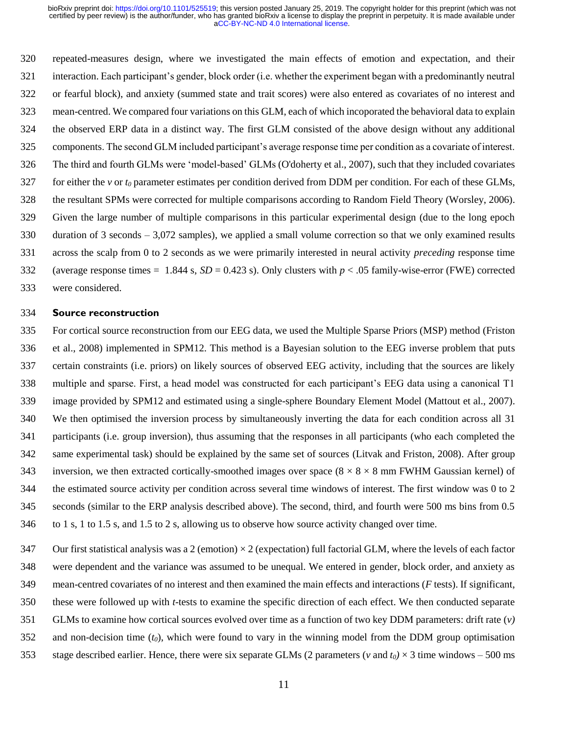repeated-measures design, where we investigated the main effects of emotion and expectation, and their interaction. Each participant's gender, block order (i.e. whether the experiment began with a predominantly neutral or fearful block), and anxiety (summed state and trait scores) were also entered as covariates of no interest and mean-centred. We compared four variations on this GLM, each of which incoporated the behavioral data to explain the observed ERP data in a distinct way. The first GLM consisted of the above design without any additional components. The second GLM included participant's average response time per condition as a covariate of interest. The third and fourth GLMs were 'model-based' GLMs (O'doherty et al., 2007), such that they included covariates for either the *v* or $t_0$ parameter estimates per condition derived from DDM per condition. For each of these GLMs, the resultant SPMs were corrected for multiple comparisons according to Random Field Theory (Worsley, 2006). Given the large number of multiple comparisons in this particular experimental design (due to the long epoch duration of 3 seconds – 3,072 samples), we applied a small volume correction so that we only examined results across the scalp from 0 to 2 seconds as we were primarily interested in neural activity *preceding* response time (average response times = 1.844 s, *SD* = 0.423 s). Only clusters with $p < .05$ family-wise-error (FWE) corrected were considered.

## Source reconstruction

For cortical source reconstruction from our EEG data, we used the Multiple Sparse Priors (MSP) method (Friston et al., 2008) implemented in SPM12. This method is a Bayesian solution to the EEG inverse problem that puts certain constraints (i.e. priors) on likely sources of observed EEG activity, including that the sources are likely multiple and sparse. First, a head model was constructed for each participant's EEG data using a canonical T1 image provided by SPM12 and estimated using a single-sphere Boundary Element Model (Mattout et al., 2007). We then optimised the inversion process by simultaneously inverting the data for each condition across all 31 participants (i.e. group inversion), thus assuming that the responses in all participants (who each completed the same experimental task) should be explained by the same set of sources (Litvak and Friston, 2008). After group inversion, we then extracted cortically-smoothed images over space ($8 \times 8 \times 8$ mm FWHM Gaussian kernel) of the estimated source activity per condition across several time windows of interest. The first window was 0 to 2 seconds (similar to the ERP analysis described above). The second, third, and fourth were 500 ms bins from 0.5 to 1 s, 1 to 1.5 s, and 1.5 to 2 s, allowing us to observe how source activity changed over time.

Our first statistical analysis was a 2 (emotion) $\times$ 2 (expectation) full factorial GLM, where the levels of each factor were dependent and the variance was assumed to be unequal. We entered in gender, block order, and anxiety as mean-centred covariates of no interest and then examined the main effects and interactions (*F* tests). If significant, these were followed up with *t*-tests to examine the specific direction of each effect. We then conducted separate GLMs to examine how cortical sources evolved over time as a function of two key DDM parameters: drift rate (*v*) and non-decision time ($t_0$), which were found to vary in the winning model from the DDM group optimisation stage described earlier. Hence, there were six separate GLMs (2 parameters (*v* and $t_0$) $\times$ 3 time windows – 500 ms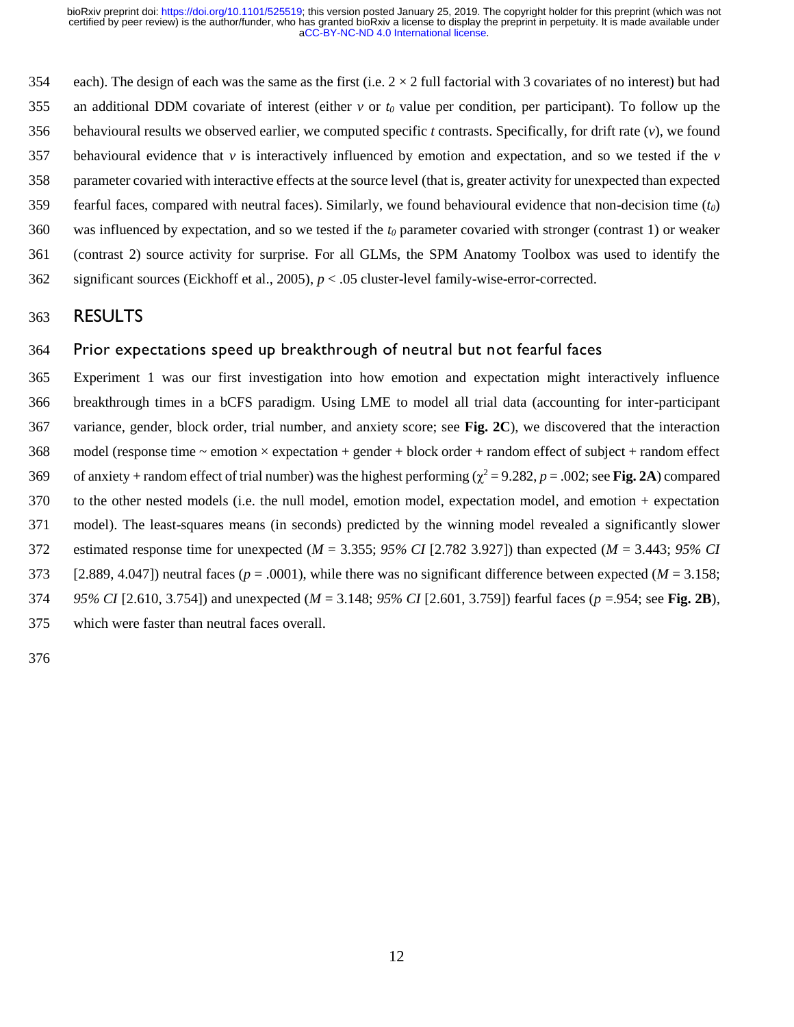each). The design of each was the same as the first (i.e. 2 × 2 full factorial with 3 covariates of no interest) but had an additional DDM covariate of interest (either $v$ or $t_0$ value per condition, per participant). To follow up the behavioural results we observed earlier, we computed specific $t$ contrasts. Specifically, for drift rate ($v$), we found behavioural evidence that $v$ is interactively influenced by emotion and expectation, and so we tested if the $v$ parameter covaried with interactive effects at the source level (that is, greater activity for unexpected than expected fearful faces, compared with neutral faces). Similarly, we found behavioural evidence that non-decision time ($t_0$) was influenced by expectation, and so we tested if the $t_0$ parameter covaried with stronger (contrast 1) or weaker (contrast 2) source activity for surprise. For all GLMs, the SPM Anatomy Toolbox was used to identify the significant sources (Eickhoff et al., 2005), $p < .05$ cluster-level family-wise-error-corrected.

# RESULTS

## Prior expectations speed up breakthrough of neutral but not fearful faces

Experiment 1 was our first investigation into how emotion and expectation might interactively influence breakthrough times in a bCFS paradigm. Using LME to model all trial data (accounting for inter-participant variance, gender, block order, trial number, and anxiety score; see **Fig. 2C**), we discovered that the interaction model (response time ~ emotion × expectation + gender + block order + random effect of subject + random effect of anxiety + random effect of trial number) was the highest performing ($\chi^2 = 9.282$, $p = .002$; see **Fig. 2A**) compared to the other nested models (i.e. the null model, emotion model, expectation model, and emotion + expectation model). The least-squares means (in seconds) predicted by the winning model revealed a significantly slower estimated response time for unexpected ($M = 3.355$; *95% CI* [2.782 3.927]) than expected ($M = 3.443$; *95% CI* [2.889, 4.047]) neutral faces ($p = .0001$), while there was no significant difference between expected ($M = 3.158$; *95% CI* [2.610, 3.754]) and unexpected ($M = 3.148$; *95% CI* [2.601, 3.759]) fearful faces ($p = .954$; see **Fig. 2B**), which were faster than neutral faces overall.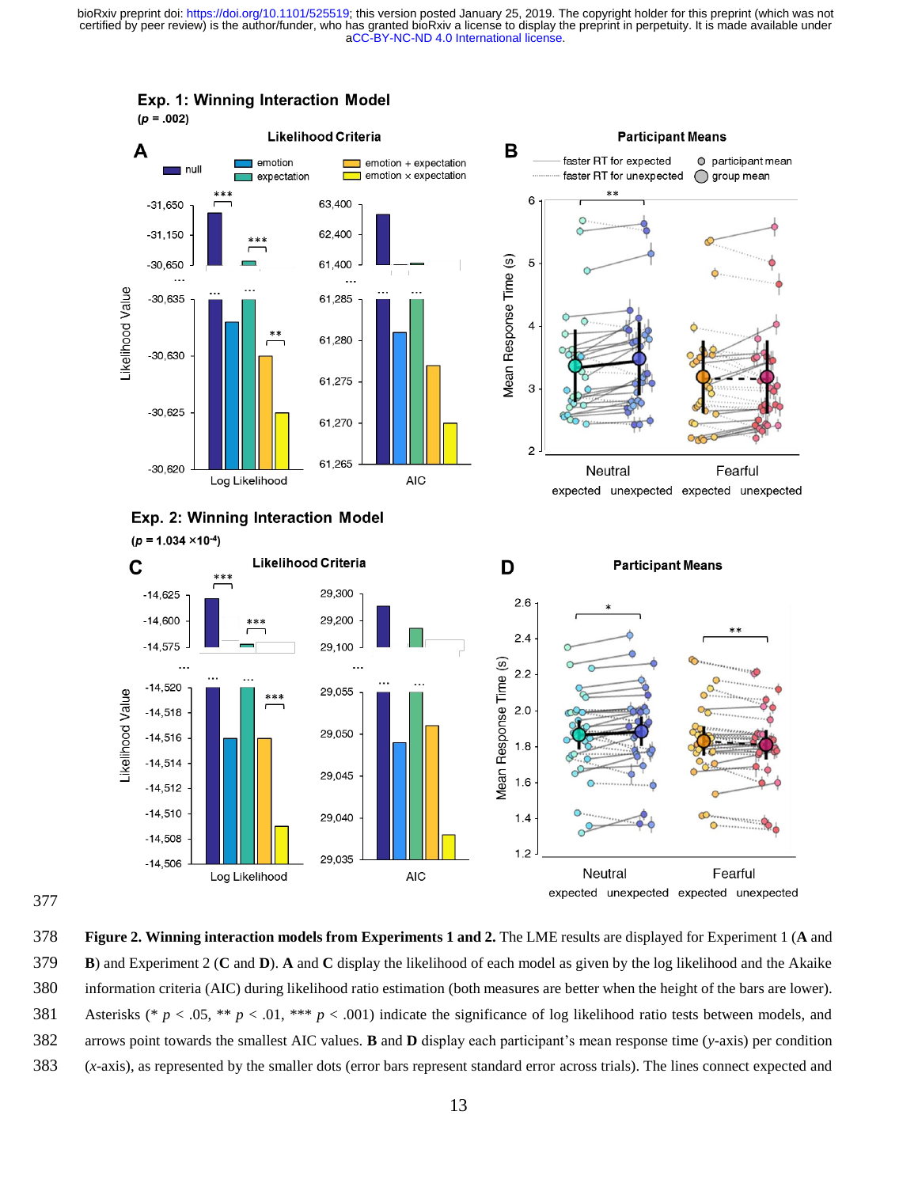Exp. 1: Winning Interaction Model
($p$ = .002)

Exp. 2: Winning Interaction Model
($p = 1.034 \times 10^{-4}$)

**Figure 2. Winning interaction models from Experiments 1 and 2.** The LME results are displayed for Experiment 1 (**A** and **B**) and Experiment 2 (**C** and **D**). **A** and **C** display the likelihood of each model as given by the log likelihood and the Akaike information criteria (AIC) during likelihood ratio estimation (both measures are better when the height of the bars are lower). Asterisks (* $p$ < .05, ** $p$ < .01, *** $p$ < .001) indicate the significance of log likelihood ratio tests between models, and arrows point towards the smallest AIC values. **B** and **D** display each participant's mean response time ($y$-axis) per condition ($x$-axis), as represented by the smaller dots (error bars represent standard error across trials). The lines connect expected and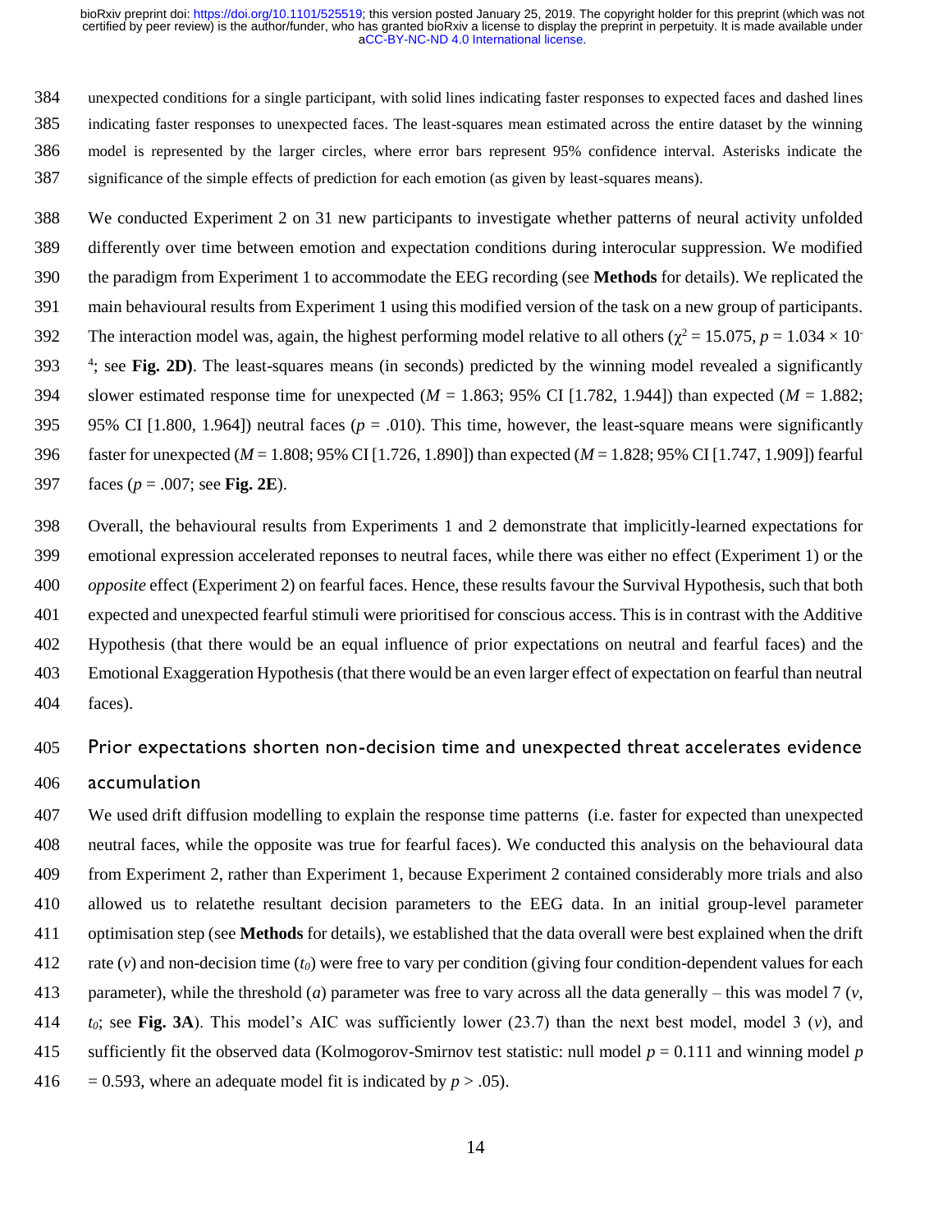unexpected conditions for a single participant, with solid lines indicating faster responses to expected faces and dashed lines indicating faster responses to unexpected faces. The least-squares mean estimated across the entire dataset by the winning model is represented by the larger circles, where error bars represent 95% confidence interval. Asterisks indicate the significance of the simple effects of prediction for each emotion (as given by least-squares means).

We conducted Experiment 2 on 31 new participants to investigate whether patterns of neural activity unfolded differently over time between emotion and expectation conditions during interocular suppression. We modified the paradigm from Experiment 1 to accommodate the EEG recording (see **Methods** for details). We replicated the main behavioural results from Experiment 1 using this modified version of the task on a new group of participants. The interaction model was, again, the highest performing model relative to all others ($\chi^2$ = 15.075, $p$ = 1.034 × $10^{-4}$; see **Fig. 2D)**. The least-squares means (in seconds) predicted by the winning model revealed a significantly slower estimated response time for unexpected ($M$ = 1.863; 95% CI [1.782, 1.944]) than expected ($M$ = 1.882; 95% CI [1.800, 1.964]) neutral faces ($p$ = .010). This time, however, the least-square means were significantly faster for unexpected ($M$ = 1.808; 95% CI [1.726, 1.890]) than expected ($M$ = 1.828; 95% CI [1.747, 1.909]) fearful faces ($p$ = .007; see **Fig. 2E**).

Overall, the behavioural results from Experiments 1 and 2 demonstrate that implicitly-learned expectations for emotional expression accelerated reponses to neutral faces, while there was either no effect (Experiment 1) or the *opposite* effect (Experiment 2) on fearful faces. Hence, these results favour the Survival Hypothesis, such that both expected and unexpected fearful stimuli were prioritised for conscious access. This is in contrast with the Additive Hypothesis (that there would be an equal influence of prior expectations on neutral and fearful faces) and the Emotional Exaggeration Hypothesis (that there would be an even larger effect of expectation on fearful than neutral faces).

## Prior expectations shorten non-decision time and unexpected threat accelerates evidence accumulation

We used drift diffusion modelling to explain the response time patterns (i.e. faster for expected than unexpected neutral faces, while the opposite was true for fearful faces). We conducted this analysis on the behavioural data from Experiment 2, rather than Experiment 1, because Experiment 2 contained considerably more trials and also allowed us to relatethe resultant decision parameters to the EEG data. In an initial group-level parameter optimisation step (see **Methods** for details), we established that the data overall were best explained when the drift rate ($v$) and non-decision time ($t_0$) were free to vary per condition (giving four condition-dependent values for each parameter), while the threshold ($a$) parameter was free to vary across all the data generally – this was model 7 ($v$, $t_0$; see **Fig. 3A**). This model's AIC was sufficiently lower (23.7) than the next best model, model 3 ($v$), and sufficiently fit the observed data (Kolmogorov-Smirnov test statistic: null model $p$ = 0.111 and winning model $p$ = 0.593, where an adequate model fit is indicated by $p$ > .05).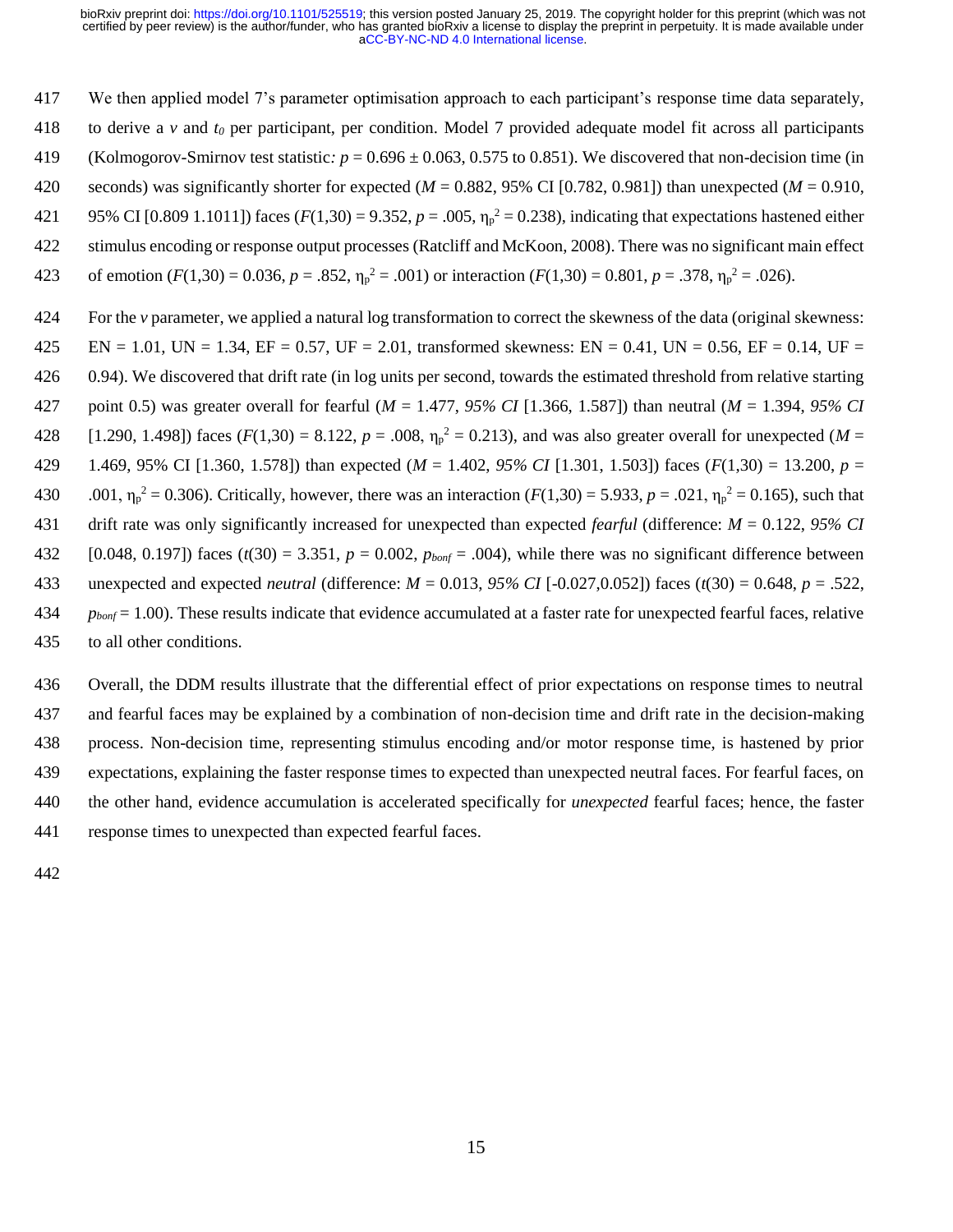We then applied model 7's parameter optimisation approach to each participant's response time data separately, to derive a $v$ and $t_0$ per participant, per condition. Model 7 provided adequate model fit across all participants (Kolmogorov-Smirnov test statistic*:* $p = 0.696 \pm 0.063$, 0.575 to 0.851). We discovered that non-decision time (in seconds) was significantly shorter for expected ($M = 0.882$, 95% CI [0.782, 0.981]) than unexpected ($M = 0.910$, 95% CI [0.809 1.1011]) faces ($F(1,30) = 9.352$, $p = .005$, $\eta_p^2 = 0.238$), indicating that expectations hastened either stimulus encoding or response output processes (Ratcliff and McKoon, 2008). There was no significant main effect of emotion ($F(1,30) = 0.036$, $p = .852$, $\eta_p^2 = .001$) or interaction ($F(1,30) = 0.801$, $p = .378$, $\eta_p^2 = .026$).

For the $v$ parameter, we applied a natural log transformation to correct the skewness of the data (original skewness: EN = 1.01, UN = 1.34, EF = 0.57, UF = 2.01, transformed skewness: EN = 0.41, UN = 0.56, EF = 0.14, UF = 0.94). We discovered that drift rate (in log units per second, towards the estimated threshold from relative starting point 0.5) was greater overall for fearful ($M = 1.477$, *95% CI* [1.366, 1.587]) than neutral ($M = 1.394$, *95% CI* [1.290, 1.498]) faces ($F(1,30) = 8.122$, $p = .008$, $\eta_p^2 = 0.213$), and was also greater overall for unexpected ($M = 1.469$, 95% CI [1.360, 1.578]) than expected ($M = 1.402$, *95% CI* [1.301, 1.503]) faces ($F(1,30) = 13.200$, $p = .001$, $\eta_p^2 = 0.306$). Critically, however, there was an interaction ($F(1,30) = 5.933$, $p = .021$, $\eta_p^2 = 0.165$), such that drift rate was only significantly increased for unexpected than expected *fearful* (difference: $M = 0.122$, *95% CI* [0.048, 0.197]) faces ($t(30) = 3.351$, $p = 0.002$, $p_{bonf} = .004$), while there was no significant difference between unexpected and expected *neutral* (difference: $M = 0.013$, *95% CI* [-0.027,0.052]) faces ($t(30) = 0.648$, $p = .522$, $p_{bonf} = 1.00$). These results indicate that evidence accumulated at a faster rate for unexpected fearful faces, relative to all other conditions.

Overall, the DDM results illustrate that the differential effect of prior expectations on response times to neutral and fearful faces may be explained by a combination of non-decision time and drift rate in the decision-making process. Non-decision time, representing stimulus encoding and/or motor response time, is hastened by prior expectations, explaining the faster response times to expected than unexpected neutral faces. For fearful faces, on the other hand, evidence accumulation is accelerated specifically for *unexpected* fearful faces; hence, the faster response times to unexpected than expected fearful faces.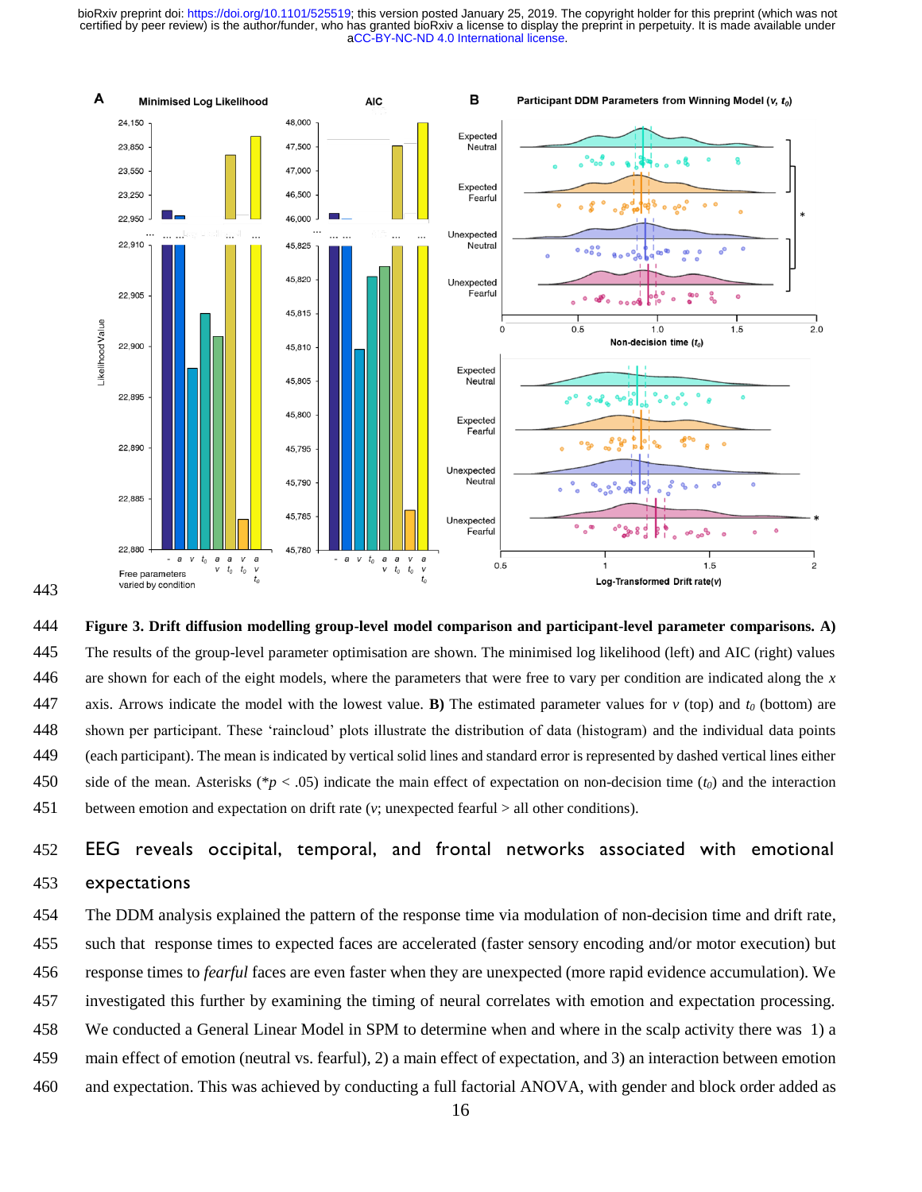**Figure 3. Drift diffusion modelling group-level model comparison and participant-level parameter comparisons. A)** The results of the group-level parameter optimisation are shown. The minimised log likelihood (left) and AIC (right) values are shown for each of the eight models, where the parameters that were free to vary per condition are indicated along the *x* axis. Arrows indicate the model with the lowest value. **B)** The estimated parameter values for $v$ (top) and $t_0$ (bottom) are shown per participant. These 'raincloud' plots illustrate the distribution of data (histogram) and the individual data points (each participant). The mean is indicated by vertical solid lines and standard error is represented by dashed vertical lines either side of the mean. Asterisks ($*p < .05$) indicate the main effect of expectation on non-decision time ($t_0$) and the interaction between emotion and expectation on drift rate ($v$; unexpected fearful > all other conditions).

## EEG reveals occipital, temporal, and frontal networks associated with emotional expectations

The DDM analysis explained the pattern of the response time via modulation of non-decision time and drift rate, such that response times to expected faces are accelerated (faster sensory encoding and/or motor execution) but response times to *fearful* faces are even faster when they are unexpected (more rapid evidence accumulation). We investigated this further by examining the timing of neural correlates with emotion and expectation processing. We conducted a General Linear Model in SPM to determine when and where in the scalp activity there was 1) a main effect of emotion (neutral vs. fearful), 2) a main effect of expectation, and 3) an interaction between emotion and expectation. This was achieved by conducting a full factorial ANOVA, with gender and block order added as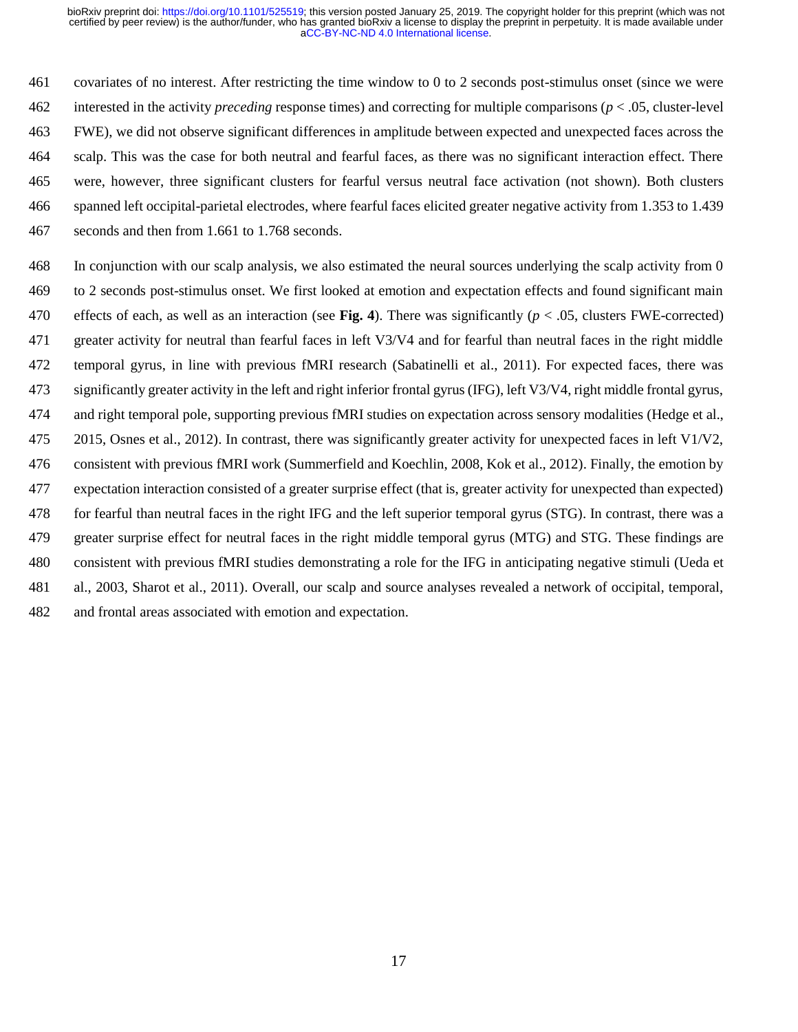covariates of no interest. After restricting the time window to 0 to 2 seconds post-stimulus onset (since we were interested in the activity *preceding* response times) and correcting for multiple comparisons ($p < .05$, cluster-level FWE), we did not observe significant differences in amplitude between expected and unexpected faces across the scalp. This was the case for both neutral and fearful faces, as there was no significant interaction effect. There were, however, three significant clusters for fearful versus neutral face activation (not shown). Both clusters spanned left occipital-parietal electrodes, where fearful faces elicited greater negative activity from 1.353 to 1.439 seconds and then from 1.661 to 1.768 seconds.

In conjunction with our scalp analysis, we also estimated the neural sources underlying the scalp activity from 0 to 2 seconds post-stimulus onset. We first looked at emotion and expectation effects and found significant main effects of each, as well as an interaction (see **Fig. 4**). There was significantly ($p < .05$, clusters FWE-corrected) greater activity for neutral than fearful faces in left V3/V4 and for fearful than neutral faces in the right middle temporal gyrus, in line with previous fMRI research (Sabatinelli et al., 2011). For expected faces, there was significantly greater activity in the left and right inferior frontal gyrus (IFG), left V3/V4, right middle frontal gyrus, and right temporal pole, supporting previous fMRI studies on expectation across sensory modalities (Hedge et al., 2015, Osnes et al., 2012). In contrast, there was significantly greater activity for unexpected faces in left V1/V2, consistent with previous fMRI work (Summerfield and Koechlin, 2008, Kok et al., 2012). Finally, the emotion by expectation interaction consisted of a greater surprise effect (that is, greater activity for unexpected than expected) for fearful than neutral faces in the right IFG and the left superior temporal gyrus (STG). In contrast, there was a greater surprise effect for neutral faces in the right middle temporal gyrus (MTG) and STG. These findings are consistent with previous fMRI studies demonstrating a role for the IFG in anticipating negative stimuli (Ueda et al., 2003, Sharot et al., 2011). Overall, our scalp and source analyses revealed a network of occipital, temporal, and frontal areas associated with emotion and expectation.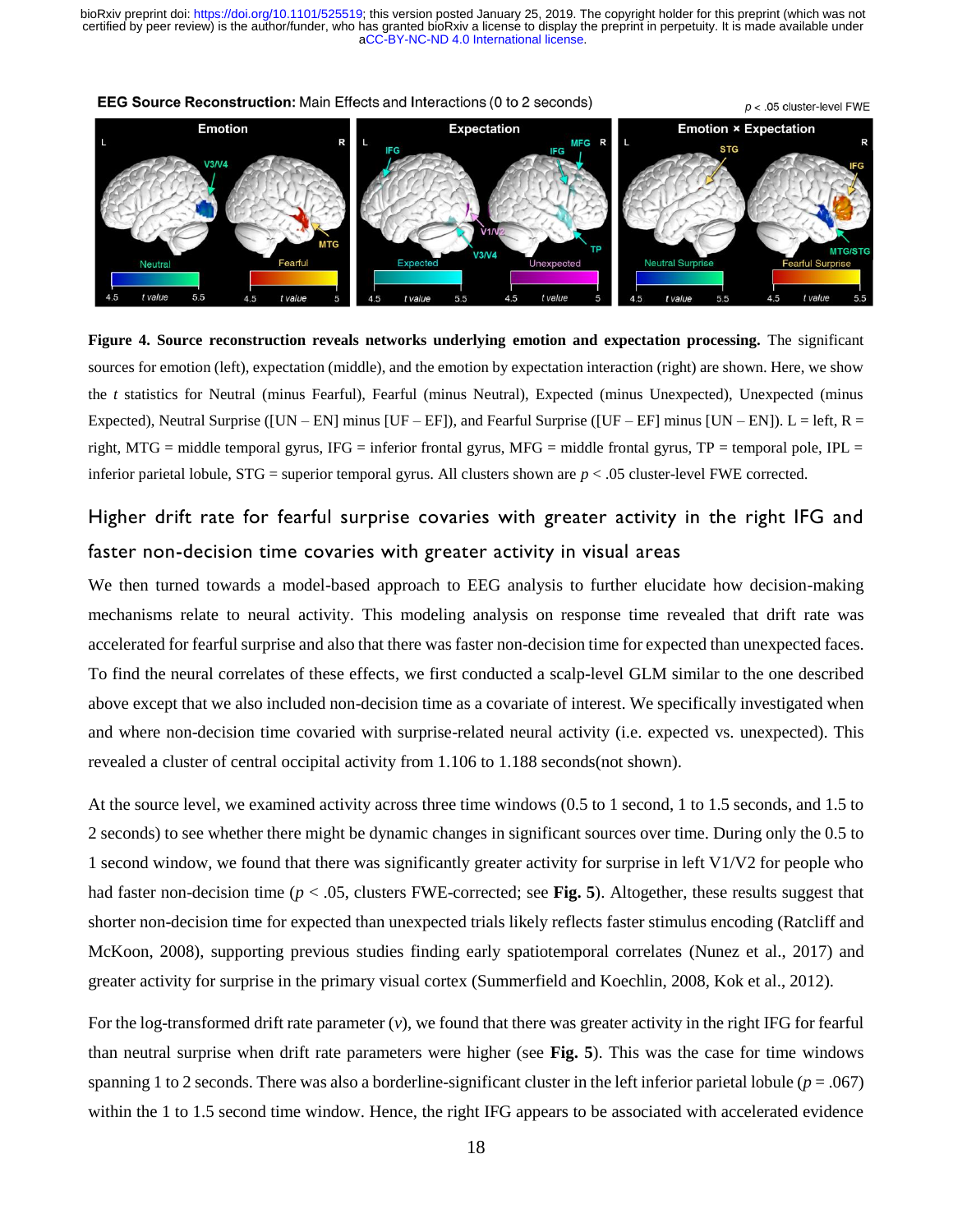**Figure 4. Source reconstruction reveals networks underlying emotion and expectation processing.** The significant sources for emotion (left), expectation (middle), and the emotion by expectation interaction (right) are shown. Here, we show the *t* statistics for Neutral (minus Fearful), Fearful (minus Neutral), Expected (minus Unexpected), Unexpected (minus Expected), Neutral Surprise ([UN – EN] minus [UF – EF]), and Fearful Surprise ([UF – EF] minus [UN – EN]). L = left, R = right, MTG = middle temporal gyrus, IFG = inferior frontal gyrus, MFG = middle frontal gyrus, TP = temporal pole, IPL = inferior parietal lobule, STG = superior temporal gyrus. All clusters shown are $p < .05$ cluster-level FWE corrected.

## Higher drift rate for fearful surprise covaries with greater activity in the right IFG and faster non-decision time covaries with greater activity in visual areas

We then turned towards a model-based approach to EEG analysis to further elucidate how decision-making mechanisms relate to neural activity. This modeling analysis on response time revealed that drift rate was accelerated for fearful surprise and also that there was faster non-decision time for expected than unexpected faces. To find the neural correlates of these effects, we first conducted a scalp-level GLM similar to the one described above except that we also included non-decision time as a covariate of interest. We specifically investigated when and where non-decision time covaried with surprise-related neural activity (i.e. expected vs. unexpected). This revealed a cluster of central occipital activity from 1.106 to 1.188 seconds(not shown).

At the source level, we examined activity across three time windows (0.5 to 1 second, 1 to 1.5 seconds, and 1.5 to 2 seconds) to see whether there might be dynamic changes in significant sources over time. During only the 0.5 to 1 second window, we found that there was significantly greater activity for surprise in left V1/V2 for people who had faster non-decision time ($p < .05$, clusters FWE-corrected; see **Fig. 5**). Altogether, these results suggest that shorter non-decision time for expected than unexpected trials likely reflects faster stimulus encoding (Ratcliff and McKoon, 2008), supporting previous studies finding early spatiotemporal correlates (Nunez et al., 2017) and greater activity for surprise in the primary visual cortex (Summerfield and Koechlin, 2008, Kok et al., 2012).

For the log-transformed drift rate parameter ($v$), we found that there was greater activity in the right IFG for fearful than neutral surprise when drift rate parameters were higher (see **Fig. 5**). This was the case for time windows spanning 1 to 2 seconds. There was also a borderline-significant cluster in the left inferior parietal lobule ($p = .067$) within the 1 to 1.5 second time window. Hence, the right IFG appears to be associated with accelerated evidence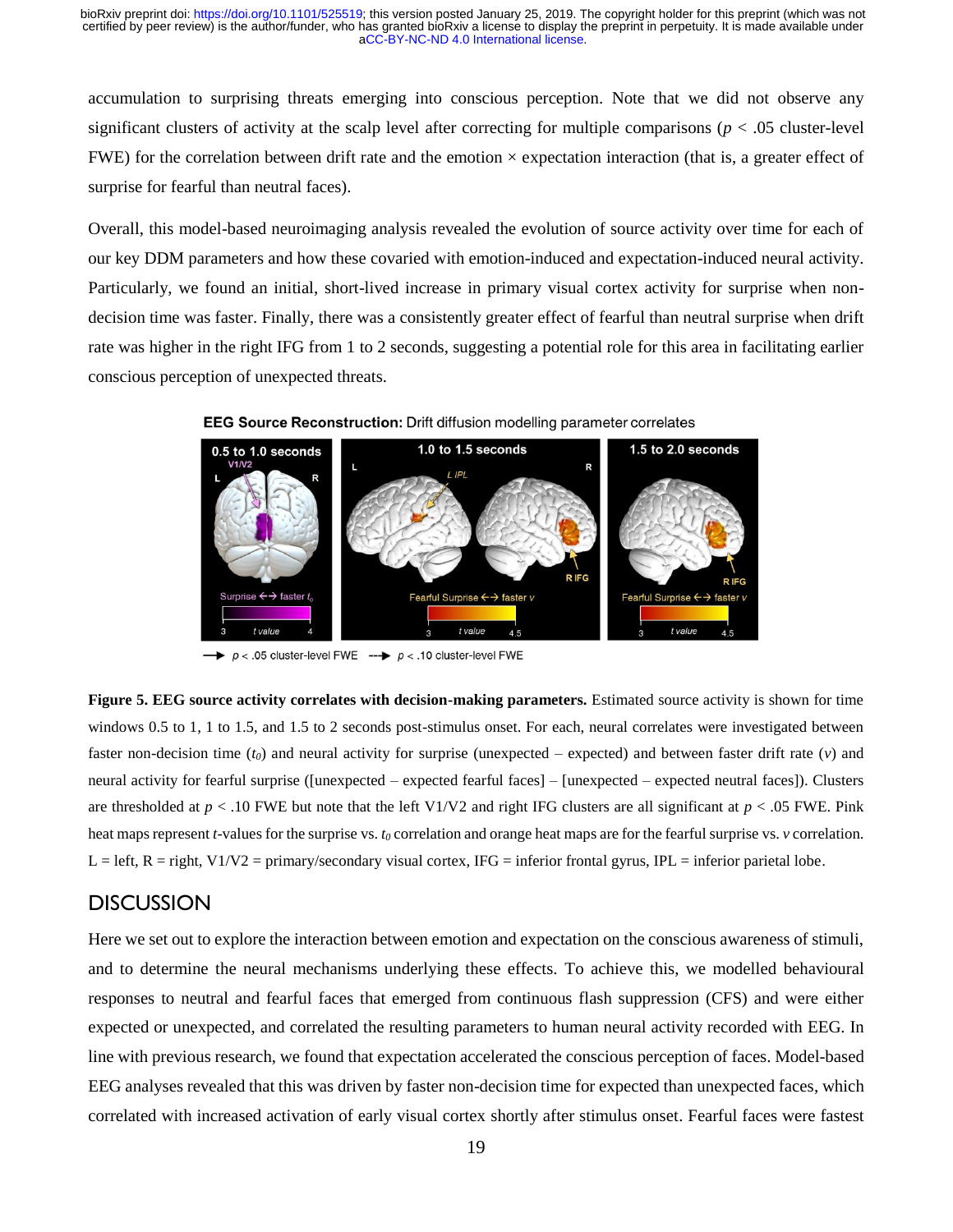accumulation to surprising threats emerging into conscious perception. Note that we did not observe any significant clusters of activity at the scalp level after correcting for multiple comparisons ($p < .05$ cluster-level FWE) for the correlation between drift rate and the emotion × expectation interaction (that is, a greater effect of surprise for fearful than neutral faces).

Overall, this model-based neuroimaging analysis revealed the evolution of source activity over time for each of our key DDM parameters and how these covaried with emotion-induced and expectation-induced neural activity. Particularly, we found an initial, short-lived increase in primary visual cortex activity for surprise when non-decision time was faster. Finally, there was a consistently greater effect of fearful than neutral surprise when drift rate was higher in the right IFG from 1 to 2 seconds, suggesting a potential role for this area in facilitating earlier conscious perception of unexpected threats.

**Figure 5. EEG source activity correlates with decision-making parameters.** Estimated source activity is shown for time windows 0.5 to 1, 1 to 1.5, and 1.5 to 2 seconds post-stimulus onset. For each, neural correlates were investigated between faster non-decision time ($t_0$) and neural activity for surprise (unexpected – expected) and between faster drift rate ($v$) and neural activity for fearful surprise ([unexpected – expected fearful faces] – [unexpected – expected neutral faces]). Clusters are thresholded at $p < .10$ FWE but note that the left V1/V2 and right IFG clusters are all significant at $p < .05$ FWE. Pink heat maps represent $t$-values for the surprise vs. $t_0$ correlation and orange heat maps are for the fearful surprise vs. $v$ correlation. L = left, R = right, V1/V2 = primary/secondary visual cortex, IFG = inferior frontal gyrus, IPL = inferior parietal lobe.

## DISCUSSION

Here we set out to explore the interaction between emotion and expectation on the conscious awareness of stimuli, and to determine the neural mechanisms underlying these effects. To achieve this, we modelled behavioural responses to neutral and fearful faces that emerged from continuous flash suppression (CFS) and were either expected or unexpected, and correlated the resulting parameters to human neural activity recorded with EEG. In line with previous research, we found that expectation accelerated the conscious perception of faces. Model-based EEG analyses revealed that this was driven by faster non-decision time for expected than unexpected faces, which correlated with increased activation of early visual cortex shortly after stimulus onset. Fearful faces were fastest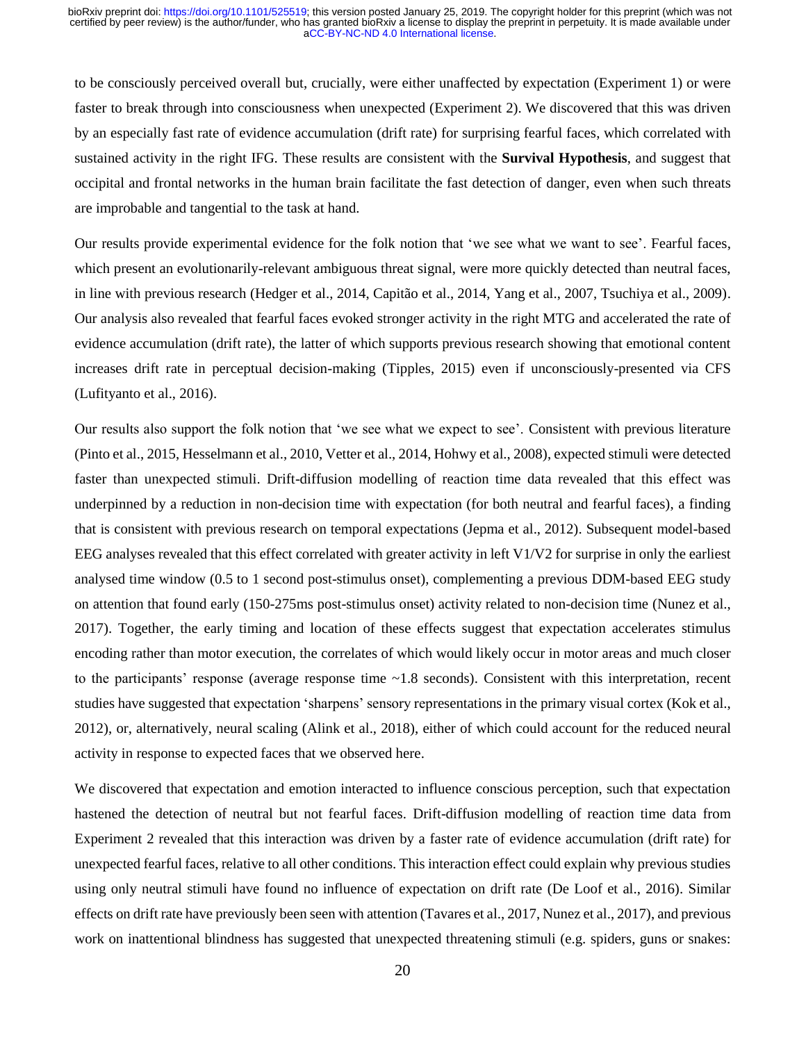to be consciously perceived overall but, crucially, were either unaffected by expectation (Experiment 1) or were faster to break through into consciousness when unexpected (Experiment 2). We discovered that this was driven by an especially fast rate of evidence accumulation (drift rate) for surprising fearful faces, which correlated with sustained activity in the right IFG. These results are consistent with the **Survival Hypothesis**, and suggest that occipital and frontal networks in the human brain facilitate the fast detection of danger, even when such threats are improbable and tangential to the task at hand.

Our results provide experimental evidence for the folk notion that 'we see what we want to see'. Fearful faces, which present an evolutionarily-relevant ambiguous threat signal, were more quickly detected than neutral faces, in line with previous research (Hedger et al., 2014, Capitão et al., 2014, Yang et al., 2007, Tsuchiya et al., 2009). Our analysis also revealed that fearful faces evoked stronger activity in the right MTG and accelerated the rate of evidence accumulation (drift rate), the latter of which supports previous research showing that emotional content increases drift rate in perceptual decision-making (Tipples, 2015) even if unconsciously-presented via CFS (Lufityanto et al., 2016).

Our results also support the folk notion that 'we see what we expect to see'. Consistent with previous literature (Pinto et al., 2015, Hesselmann et al., 2010, Vetter et al., 2014, Hohwy et al., 2008), expected stimuli were detected faster than unexpected stimuli. Drift-diffusion modelling of reaction time data revealed that this effect was underpinned by a reduction in non-decision time with expectation (for both neutral and fearful faces), a finding that is consistent with previous research on temporal expectations (Jepma et al., 2012). Subsequent model-based EEG analyses revealed that this effect correlated with greater activity in left V1/V2 for surprise in only the earliest analysed time window (0.5 to 1 second post-stimulus onset), complementing a previous DDM-based EEG study on attention that found early (150-275ms post-stimulus onset) activity related to non-decision time (Nunez et al., 2017). Together, the early timing and location of these effects suggest that expectation accelerates stimulus encoding rather than motor execution, the correlates of which would likely occur in motor areas and much closer to the participants' response (average response time ~1.8 seconds). Consistent with this interpretation, recent studies have suggested that expectation 'sharpens' sensory representations in the primary visual cortex (Kok et al., 2012), or, alternatively, neural scaling (Alink et al., 2018), either of which could account for the reduced neural activity in response to expected faces that we observed here.

We discovered that expectation and emotion interacted to influence conscious perception, such that expectation hastened the detection of neutral but not fearful faces. Drift-diffusion modelling of reaction time data from Experiment 2 revealed that this interaction was driven by a faster rate of evidence accumulation (drift rate) for unexpected fearful faces, relative to all other conditions. This interaction effect could explain why previous studies using only neutral stimuli have found no influence of expectation on drift rate (De Loof et al., 2016). Similar effects on drift rate have previously been seen with attention (Tavares et al., 2017, Nunez et al., 2017), and previous work on inattentional blindness has suggested that unexpected threatening stimuli (e.g. spiders, guns or snakes: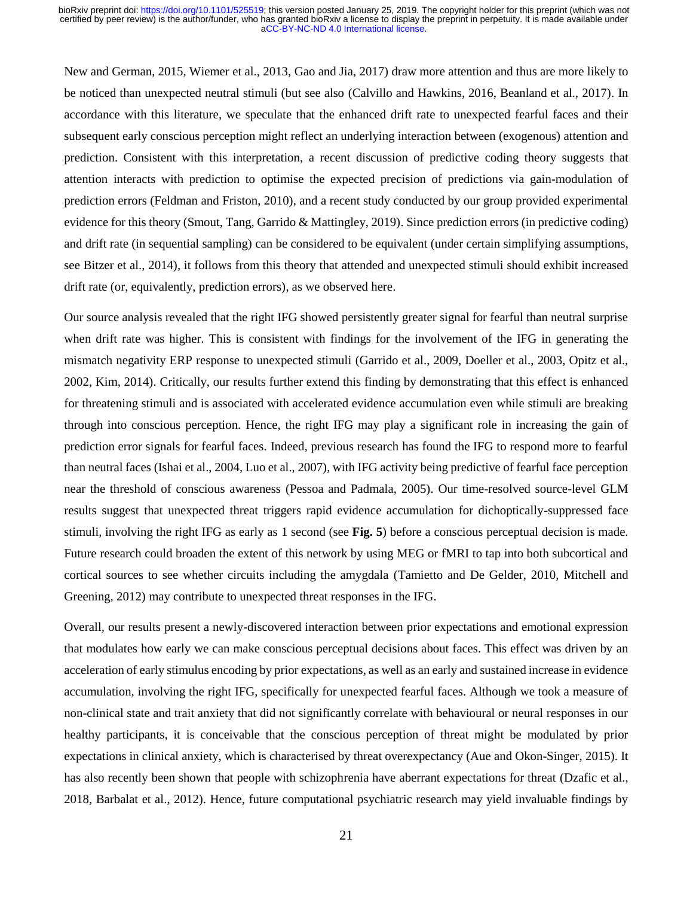New and German, 2015, Wiemer et al., 2013, Gao and Jia, 2017) draw more attention and thus are more likely to be noticed than unexpected neutral stimuli (but see also (Calvillo and Hawkins, 2016, Beanland et al., 2017). In accordance with this literature, we speculate that the enhanced drift rate to unexpected fearful faces and their subsequent early conscious perception might reflect an underlying interaction between (exogenous) attention and prediction. Consistent with this interpretation, a recent discussion of predictive coding theory suggests that attention interacts with prediction to optimise the expected precision of predictions via gain-modulation of prediction errors (Feldman and Friston, 2010), and a recent study conducted by our group provided experimental evidence for this theory (Smout, Tang, Garrido & Mattingley, 2019). Since prediction errors (in predictive coding) and drift rate (in sequential sampling) can be considered to be equivalent (under certain simplifying assumptions, see Bitzer et al., 2014), it follows from this theory that attended and unexpected stimuli should exhibit increased drift rate (or, equivalently, prediction errors), as we observed here.

Our source analysis revealed that the right IFG showed persistently greater signal for fearful than neutral surprise when drift rate was higher. This is consistent with findings for the involvement of the IFG in generating the mismatch negativity ERP response to unexpected stimuli (Garrido et al., 2009, Doeller et al., 2003, Opitz et al., 2002, Kim, 2014). Critically, our results further extend this finding by demonstrating that this effect is enhanced for threatening stimuli and is associated with accelerated evidence accumulation even while stimuli are breaking through into conscious perception. Hence, the right IFG may play a significant role in increasing the gain of prediction error signals for fearful faces. Indeed, previous research has found the IFG to respond more to fearful than neutral faces (Ishai et al., 2004, Luo et al., 2007), with IFG activity being predictive of fearful face perception near the threshold of conscious awareness (Pessoa and Padmala, 2005). Our time-resolved source-level GLM results suggest that unexpected threat triggers rapid evidence accumulation for dichoptically-suppressed face stimuli, involving the right IFG as early as 1 second (see **Fig. 5**) before a conscious perceptual decision is made. Future research could broaden the extent of this network by using MEG or fMRI to tap into both subcortical and cortical sources to see whether circuits including the amygdala (Tamietto and De Gelder, 2010, Mitchell and Greening, 2012) may contribute to unexpected threat responses in the IFG.

Overall, our results present a newly-discovered interaction between prior expectations and emotional expression that modulates how early we can make conscious perceptual decisions about faces. This effect was driven by an acceleration of early stimulus encoding by prior expectations, as well as an early and sustained increase in evidence accumulation, involving the right IFG, specifically for unexpected fearful faces. Although we took a measure of non-clinical state and trait anxiety that did not significantly correlate with behavioural or neural responses in our healthy participants, it is conceivable that the conscious perception of threat might be modulated by prior expectations in clinical anxiety, which is characterised by threat overexpectancy (Aue and Okon-Singer, 2015). It has also recently been shown that people with schizophrenia have aberrant expectations for threat (Dzafic et al., 2018, Barbalat et al., 2012). Hence, future computational psychiatric research may yield invaluable findings by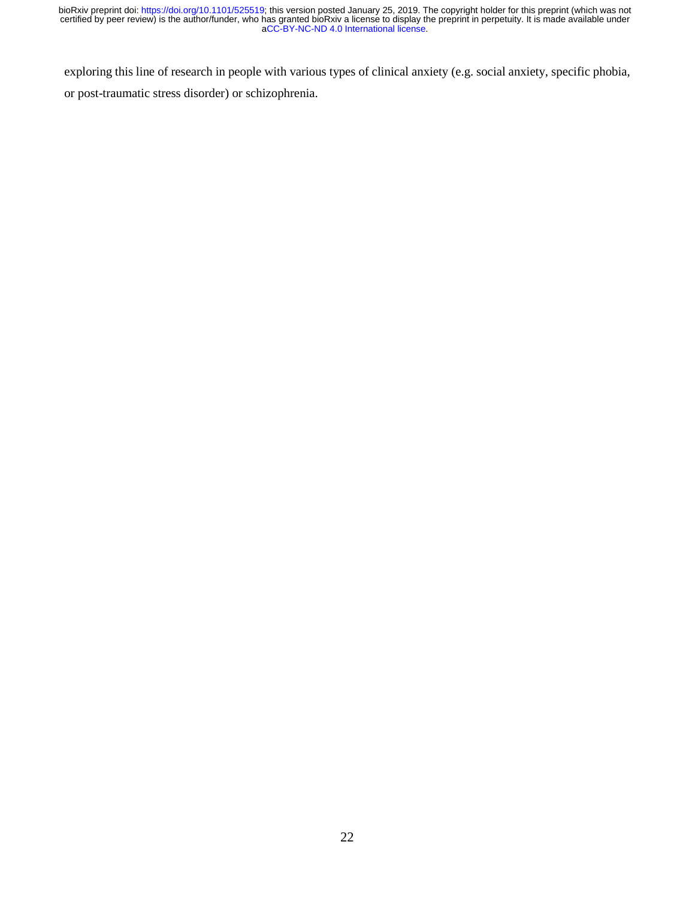exploring this line of research in people with various types of clinical anxiety (e.g. social anxiety, specific phobia, or post-traumatic stress disorder) or schizophrenia.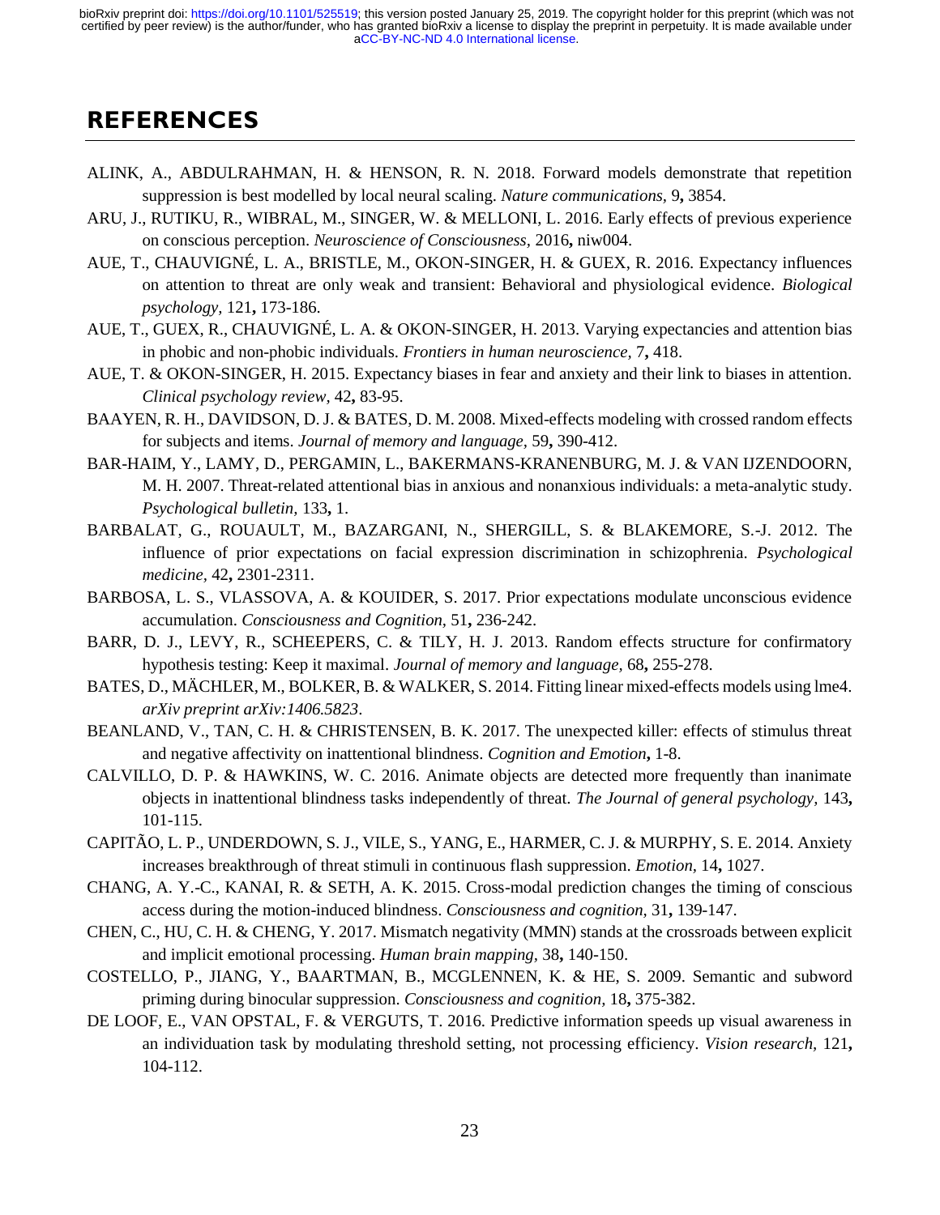## REFERENCES

ALINK, A., ABDULRAHMAN, H. & HENSON, R. N. 2018. Forward models demonstrate that repetition suppression is best modelled by local neural scaling. *Nature communications,* 9**,** 3854.

ARU, J., RUTIKU, R., WIBRAL, M., SINGER, W. & MELLONI, L. 2016. Early effects of previous experience on conscious perception. *Neuroscience of Consciousness,* 2016**,** niw004.

AUE, T., CHAUVIGNÉ, L. A., BRISTLE, M., OKON-SINGER, H. & GUEX, R. 2016. Expectancy influences on attention to threat are only weak and transient: Behavioral and physiological evidence. *Biological psychology,* 121**,** 173-186.

AUE, T., GUEX, R., CHAUVIGNÉ, L. A. & OKON-SINGER, H. 2013. Varying expectancies and attention bias in phobic and non-phobic individuals. *Frontiers in human neuroscience,* 7**,** 418.

AUE, T. & OKON-SINGER, H. 2015. Expectancy biases in fear and anxiety and their link to biases in attention. *Clinical psychology review,* 42**,** 83-95.

BAAYEN, R. H., DAVIDSON, D. J. & BATES, D. M. 2008. Mixed-effects modeling with crossed random effects for subjects and items. *Journal of memory and language,* 59**,** 390-412.

BAR-HAIM, Y., LAMY, D., PERGAMIN, L., BAKERMANS-KRANENBURG, M. J. & VAN IJZENDOORN, M. H. 2007. Threat-related attentional bias in anxious and nonanxious individuals: a meta-analytic study. *Psychological bulletin,* 133**,** 1.

BARBALAT, G., ROUAULT, M., BAZARGANI, N., SHERGILL, S. & BLAKEMORE, S.-J. 2012. The influence of prior expectations on facial expression discrimination in schizophrenia. *Psychological medicine,* 42**,** 2301-2311.

BARBOSA, L. S., VLASSOVA, A. & KOUIDER, S. 2017. Prior expectations modulate unconscious evidence accumulation. *Consciousness and Cognition,* 51**,** 236-242.

BARR, D. J., LEVY, R., SCHEEPERS, C. & TILY, H. J. 2013. Random effects structure for confirmatory hypothesis testing: Keep it maximal. *Journal of memory and language,* 68**,** 255-278.

BATES, D., MÄCHLER, M., BOLKER, B. & WALKER, S. 2014. Fitting linear mixed-effects models using lme4. *arXiv preprint arXiv:1406.5823*.

BEANLAND, V., TAN, C. H. & CHRISTENSEN, B. K. 2017. The unexpected killer: effects of stimulus threat and negative affectivity on inattentional blindness. *Cognition and Emotion***,** 1-8.

CALVILLO, D. P. & HAWKINS, W. C. 2016. Animate objects are detected more frequently than inanimate objects in inattentional blindness tasks independently of threat. *The Journal of general psychology,* 143**,** 101-115.

CAPITÃO, L. P., UNDERDOWN, S. J., VILE, S., YANG, E., HARMER, C. J. & MURPHY, S. E. 2014. Anxiety increases breakthrough of threat stimuli in continuous flash suppression. *Emotion,* 14**,** 1027.

CHANG, A. Y.-C., KANAI, R. & SETH, A. K. 2015. Cross-modal prediction changes the timing of conscious access during the motion-induced blindness. *Consciousness and cognition,* 31**,** 139-147.

CHEN, C., HU, C. H. & CHENG, Y. 2017. Mismatch negativity (MMN) stands at the crossroads between explicit and implicit emotional processing. *Human brain mapping,* 38**,** 140-150.

COSTELLO, P., JIANG, Y., BAARTMAN, B., MCGLENNEN, K. & HE, S. 2009. Semantic and subword priming during binocular suppression. *Consciousness and cognition,* 18**,** 375-382.

DE LOOF, E., VAN OPSTAL, F. & VERGUTS, T. 2016. Predictive information speeds up visual awareness in an individuation task by modulating threshold setting, not processing efficiency. *Vision research,* 121**,** 104-112.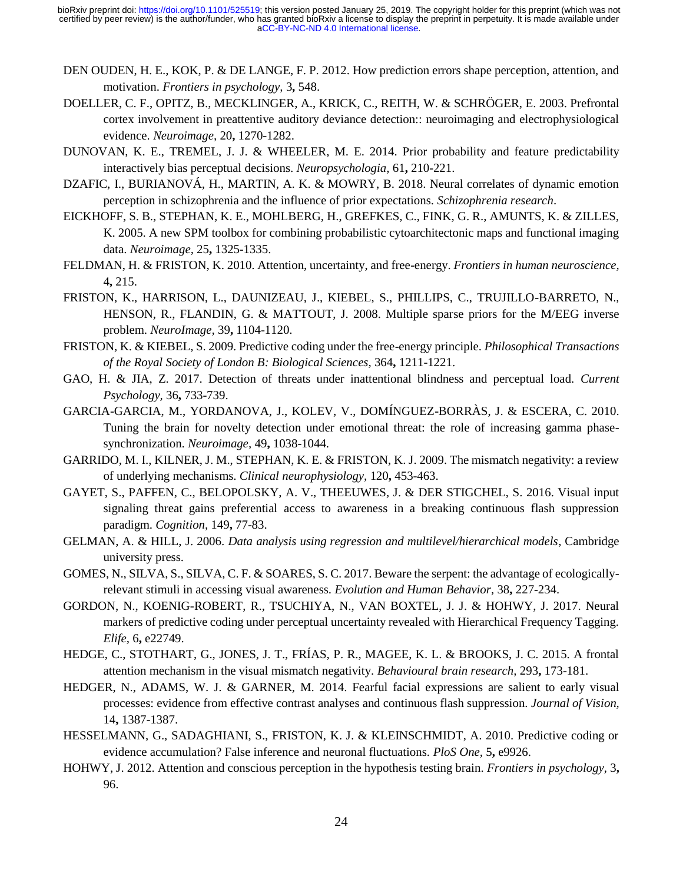DEN OUDEN, H. E., KOK, P. & DE LANGE, F. P. 2012. How prediction errors shape perception, attention, and motivation. *Frontiers in psychology,* 3**,** 548.

DOELLER, C. F., OPITZ, B., MECKLINGER, A., KRICK, C., REITH, W. & SCHRÖGER, E. 2003. Prefrontal cortex involvement in preattentive auditory deviance detection:: neuroimaging and electrophysiological evidence. *Neuroimage,* 20**,** 1270-1282.

DUNOVAN, K. E., TREMEL, J. J. & WHEELER, M. E. 2014. Prior probability and feature predictability interactively bias perceptual decisions. *Neuropsychologia,* 61**,** 210-221.

DZAFIC, I., BURIANOVÁ, H., MARTIN, A. K. & MOWRY, B. 2018. Neural correlates of dynamic emotion perception in schizophrenia and the influence of prior expectations. *Schizophrenia research*.

EICKHOFF, S. B., STEPHAN, K. E., MOHLBERG, H., GREFKES, C., FINK, G. R., AMUNTS, K. & ZILLES, K. 2005. A new SPM toolbox for combining probabilistic cytoarchitectonic maps and functional imaging data. *Neuroimage,* 25**,** 1325-1335.

FELDMAN, H. & FRISTON, K. 2010. Attention, uncertainty, and free-energy. *Frontiers in human neuroscience,* 4**,** 215.

FRISTON, K., HARRISON, L., DAUNIZEAU, J., KIEBEL, S., PHILLIPS, C., TRUJILLO-BARRETO, N., HENSON, R., FLANDIN, G. & MATTOUT, J. 2008. Multiple sparse priors for the M/EEG inverse problem. *NeuroImage,* 39**,** 1104-1120.

FRISTON, K. & KIEBEL, S. 2009. Predictive coding under the free-energy principle. *Philosophical Transactions of the Royal Society of London B: Biological Sciences,* 364**,** 1211-1221.

GAO, H. & JIA, Z. 2017. Detection of threats under inattentional blindness and perceptual load. *Current Psychology,* 36**,** 733-739.

GARCIA-GARCIA, M., YORDANOVA, J., KOLEV, V., DOMÍNGUEZ-BORRÀS, J. & ESCERA, C. 2010. Tuning the brain for novelty detection under emotional threat: the role of increasing gamma phase-synchronization. *Neuroimage,* 49**,** 1038-1044.

GARRIDO, M. I., KILNER, J. M., STEPHAN, K. E. & FRISTON, K. J. 2009. The mismatch negativity: a review of underlying mechanisms. *Clinical neurophysiology,* 120**,** 453-463.

GAYET, S., PAFFEN, C., BELOPOLSKY, A. V., THEEUWES, J. & DER STIGCHEL, S. 2016. Visual input signaling threat gains preferential access to awareness in a breaking continuous flash suppression paradigm. *Cognition,* 149**,** 77-83.

GELMAN, A. & HILL, J. 2006. *Data analysis using regression and multilevel/hierarchical models*, Cambridge university press.

GOMES, N., SILVA, S., SILVA, C. F. & SOARES, S. C. 2017. Beware the serpent: the advantage of ecologically-relevant stimuli in accessing visual awareness. *Evolution and Human Behavior,* 38**,** 227-234.

GORDON, N., KOENIG-ROBERT, R., TSUCHIYA, N., VAN BOXTEL, J. J. & HOHWY, J. 2017. Neural markers of predictive coding under perceptual uncertainty revealed with Hierarchical Frequency Tagging. *Elife,* 6**,** e22749.

HEDGE, C., STOTHART, G., JONES, J. T., FRÍAS, P. R., MAGEE, K. L. & BROOKS, J. C. 2015. A frontal attention mechanism in the visual mismatch negativity. *Behavioural brain research,* 293**,** 173-181.

HEDGER, N., ADAMS, W. J. & GARNER, M. 2014. Fearful facial expressions are salient to early visual processes: evidence from effective contrast analyses and continuous flash suppression. *Journal of Vision,* 14**,** 1387-1387.

HESSELMANN, G., SADAGHIANI, S., FRISTON, K. J. & KLEINSCHMIDT, A. 2010. Predictive coding or evidence accumulation? False inference and neuronal fluctuations. *PloS One,* 5**,** e9926.

HOHWY, J. 2012. Attention and conscious perception in the hypothesis testing brain. *Frontiers in psychology,* 3**,** 96.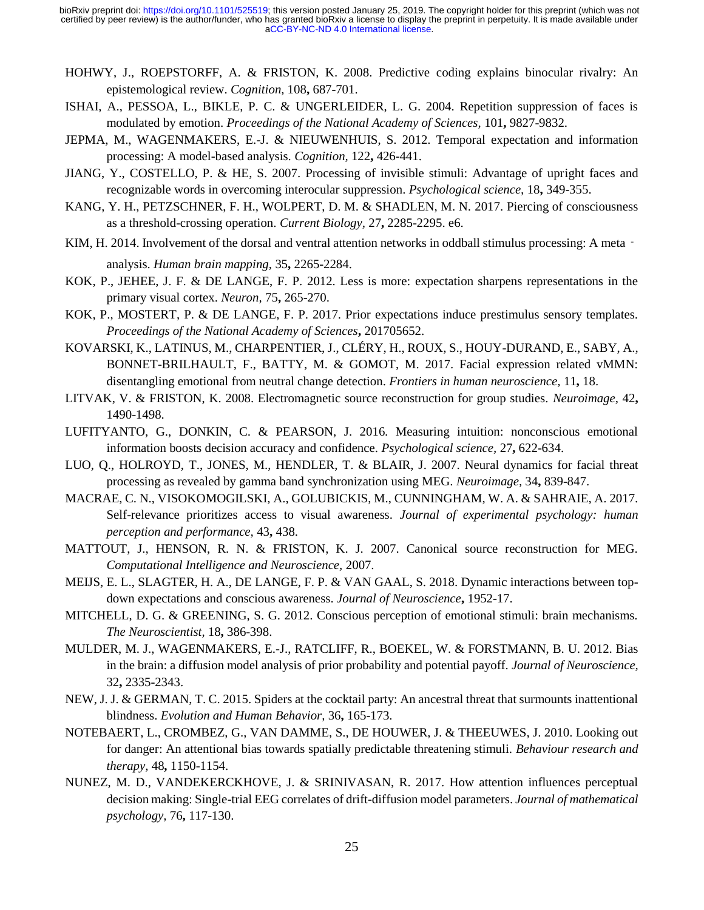HOHWY, J., ROEPSTORFF, A. & FRISTON, K. 2008. Predictive coding explains binocular rivalry: An epistemological review. *Cognition,* 108**,** 687-701.

ISHAI, A., PESSOA, L., BIKLE, P. C. & UNGERLEIDER, L. G. 2004. Repetition suppression of faces is modulated by emotion. *Proceedings of the National Academy of Sciences,* 101**,** 9827-9832.

JEPMA, M., WAGENMAKERS, E.-J. & NIEUWENHUIS, S. 2012. Temporal expectation and information processing: A model-based analysis. *Cognition,* 122**,** 426-441.

JIANG, Y., COSTELLO, P. & HE, S. 2007. Processing of invisible stimuli: Advantage of upright faces and recognizable words in overcoming interocular suppression. *Psychological science,* 18**,** 349-355.

KANG, Y. H., PETZSCHNER, F. H., WOLPERT, D. M. & SHADLEN, M. N. 2017. Piercing of consciousness as a threshold-crossing operation. *Current Biology,* 27**,** 2285-2295. e6.

KIM, H. 2014. Involvement of the dorsal and ventral attention networks in oddball stimulus processing: A meta‐analysis. *Human brain mapping,* 35**,** 2265-2284.

KOK, P., JEHEE, J. F. & DE LANGE, F. P. 2012. Less is more: expectation sharpens representations in the primary visual cortex. *Neuron,* 75**,** 265-270.

KOK, P., MOSTERT, P. & DE LANGE, F. P. 2017. Prior expectations induce prestimulus sensory templates. *Proceedings of the National Academy of Sciences***,** 201705652.

KOVARSKI, K., LATINUS, M., CHARPENTIER, J., CLÉRY, H., ROUX, S., HOUY-DURAND, E., SABY, A., BONNET-BRILHAULT, F., BATTY, M. & GOMOT, M. 2017. Facial expression related vMMN: disentangling emotional from neutral change detection. *Frontiers in human neuroscience,* 11**,** 18.

LITVAK, V. & FRISTON, K. 2008. Electromagnetic source reconstruction for group studies. *Neuroimage,* 42**,** 1490-1498.

LUFITYANTO, G., DONKIN, C. & PEARSON, J. 2016. Measuring intuition: nonconscious emotional information boosts decision accuracy and confidence. *Psychological science,* 27**,** 622-634.

LUO, Q., HOLROYD, T., JONES, M., HENDLER, T. & BLAIR, J. 2007. Neural dynamics for facial threat processing as revealed by gamma band synchronization using MEG. *Neuroimage,* 34**,** 839-847.

MACRAE, C. N., VISOKOMOGILSKI, A., GOLUBICKIS, M., CUNNINGHAM, W. A. & SAHRAIE, A. 2017. Self-relevance prioritizes access to visual awareness. *Journal of experimental psychology: human perception and performance,* 43**,** 438.

MATTOUT, J., HENSON, R. N. & FRISTON, K. J. 2007. Canonical source reconstruction for MEG. *Computational Intelligence and Neuroscience,* 2007.

MEIJS, E. L., SLAGTER, H. A., DE LANGE, F. P. & VAN GAAL, S. 2018. Dynamic interactions between top-down expectations and conscious awareness. *Journal of Neuroscience***,** 1952-17.

MITCHELL, D. G. & GREENING, S. G. 2012. Conscious perception of emotional stimuli: brain mechanisms. *The Neuroscientist,* 18**,** 386-398.

MULDER, M. J., WAGENMAKERS, E.-J., RATCLIFF, R., BOEKEL, W. & FORSTMANN, B. U. 2012. Bias in the brain: a diffusion model analysis of prior probability and potential payoff. *Journal of Neuroscience,* 32**,** 2335-2343.

NEW, J. J. & GERMAN, T. C. 2015. Spiders at the cocktail party: An ancestral threat that surmounts inattentional blindness. *Evolution and Human Behavior,* 36**,** 165-173.

NOTEBAERT, L., CROMBEZ, G., VAN DAMME, S., DE HOUWER, J. & THEEUWES, J. 2010. Looking out for danger: An attentional bias towards spatially predictable threatening stimuli. *Behaviour research and therapy,* 48**,** 1150-1154.

NUNEZ, M. D., VANDEKERCKHOVE, J. & SRINIVASAN, R. 2017. How attention influences perceptual decision making: Single-trial EEG correlates of drift-diffusion model parameters. *Journal of mathematical psychology,* 76**,** 117-130.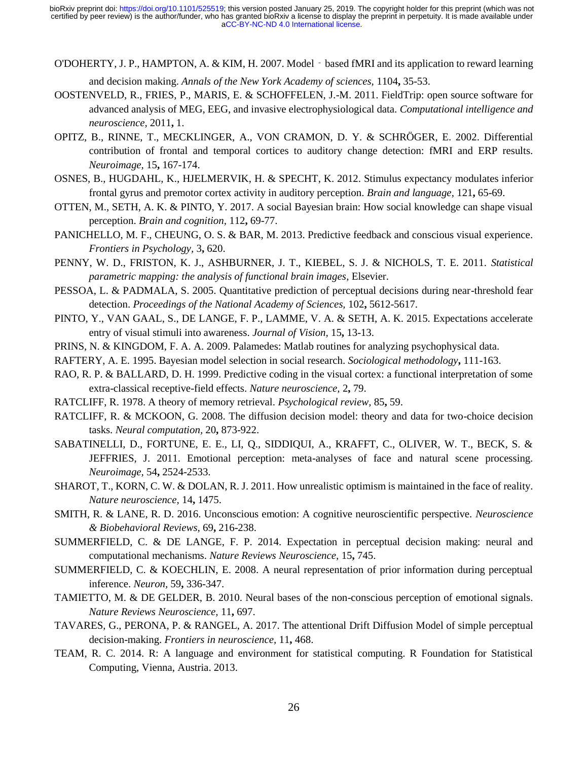O'DOHERTY, J. P., HAMPTON, A. & KIM, H. 2007. Model‐based fMRI and its application to reward learning and decision making. *Annals of the New York Academy of sciences,* 1104**,** 35-53.

OOSTENVELD, R., FRIES, P., MARIS, E. & SCHOFFELEN, J.-M. 2011. FieldTrip: open source software for advanced analysis of MEG, EEG, and invasive electrophysiological data. *Computational intelligence and neuroscience,* 2011**,** 1.

OPITZ, B., RINNE, T., MECKLINGER, A., VON CRAMON, D. Y. & SCHRÖGER, E. 2002. Differential contribution of frontal and temporal cortices to auditory change detection: fMRI and ERP results. *Neuroimage,* 15**,** 167-174.

OSNES, B., HUGDAHL, K., HJELMERVIK, H. & SPECHT, K. 2012. Stimulus expectancy modulates inferior frontal gyrus and premotor cortex activity in auditory perception. *Brain and language,* 121**,** 65-69.

OTTEN, M., SETH, A. K. & PINTO, Y. 2017. A social Bayesian brain: How social knowledge can shape visual perception. *Brain and cognition,* 112**,** 69-77.

PANICHELLO, M. F., CHEUNG, O. S. & BAR, M. 2013. Predictive feedback and conscious visual experience. *Frontiers in Psychology,* 3**,** 620.

PENNY, W. D., FRISTON, K. J., ASHBURNER, J. T., KIEBEL, S. J. & NICHOLS, T. E. 2011. *Statistical parametric mapping: the analysis of functional brain images*, Elsevier.

PESSOA, L. & PADMALA, S. 2005. Quantitative prediction of perceptual decisions during near-threshold fear detection. *Proceedings of the National Academy of Sciences,* 102**,** 5612-5617.

PINTO, Y., VAN GAAL, S., DE LANGE, F. P., LAMME, V. A. & SETH, A. K. 2015. Expectations accelerate entry of visual stimuli into awareness. *Journal of Vision,* 15**,** 13-13.

PRINS, N. & KINGDOM, F. A. A. 2009. Palamedes: Matlab routines for analyzing psychophysical data.

RAFTERY, A. E. 1995. Bayesian model selection in social research. *Sociological methodology***,** 111-163.

RAO, R. P. & BALLARD, D. H. 1999. Predictive coding in the visual cortex: a functional interpretation of some extra-classical receptive-field effects. *Nature neuroscience,* 2**,** 79.

RATCLIFF, R. 1978. A theory of memory retrieval. *Psychological review,* 85**,** 59.

RATCLIFF, R. & MCKOON, G. 2008. The diffusion decision model: theory and data for two-choice decision tasks. *Neural computation,* 20**,** 873-922.

SABATINELLI, D., FORTUNE, E. E., LI, Q., SIDDIQUI, A., KRAFFT, C., OLIVER, W. T., BECK, S. & JEFFRIES, J. 2011. Emotional perception: meta-analyses of face and natural scene processing. *Neuroimage,* 54**,** 2524-2533.

SHAROT, T., KORN, C. W. & DOLAN, R. J. 2011. How unrealistic optimism is maintained in the face of reality. *Nature neuroscience,* 14**,** 1475.

SMITH, R. & LANE, R. D. 2016. Unconscious emotion: A cognitive neuroscientific perspective. *Neuroscience & Biobehavioral Reviews,* 69**,** 216-238.

SUMMERFIELD, C. & DE LANGE, F. P. 2014. Expectation in perceptual decision making: neural and computational mechanisms. *Nature Reviews Neuroscience,* 15**,** 745.

SUMMERFIELD, C. & KOECHLIN, E. 2008. A neural representation of prior information during perceptual inference. *Neuron,* 59**,** 336-347.

TAMIETTO, M. & DE GELDER, B. 2010. Neural bases of the non-conscious perception of emotional signals. *Nature Reviews Neuroscience,* 11**,** 697.

TAVARES, G., PERONA, P. & RANGEL, A. 2017. The attentional Drift Diffusion Model of simple perceptual decision-making. *Frontiers in neuroscience,* 11**,** 468.

TEAM, R. C. 2014. R: A language and environment for statistical computing. R Foundation for Statistical Computing, Vienna, Austria. 2013.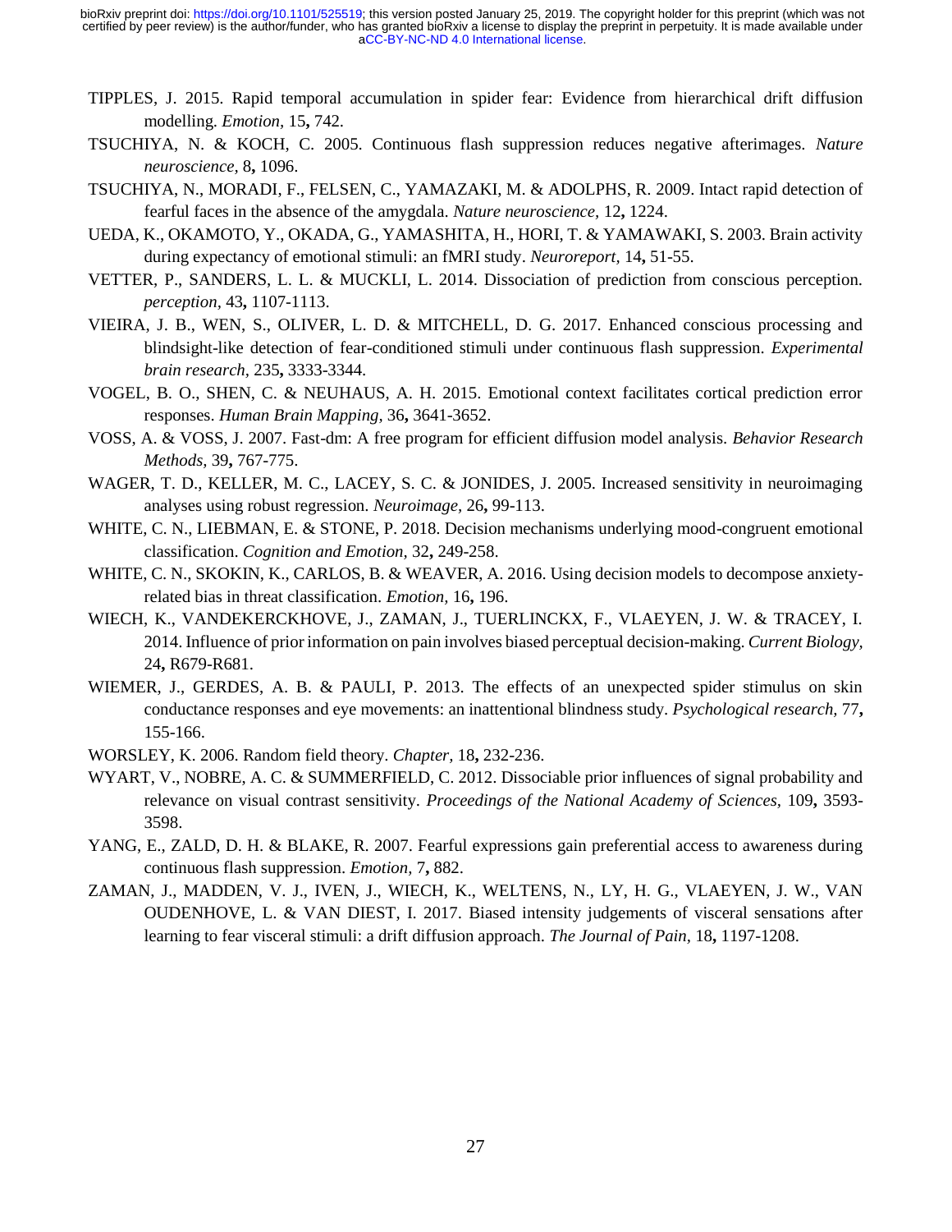TIPPLES, J. 2015. Rapid temporal accumulation in spider fear: Evidence from hierarchical drift diffusion modelling. *Emotion,* 15**,** 742.

TSUCHIYA, N. & KOCH, C. 2005. Continuous flash suppression reduces negative afterimages. *Nature neuroscience,* 8**,** 1096.

TSUCHIYA, N., MORADI, F., FELSEN, C., YAMAZAKI, M. & ADOLPHS, R. 2009. Intact rapid detection of fearful faces in the absence of the amygdala. *Nature neuroscience,* 12**,** 1224.

UEDA, K., OKAMOTO, Y., OKADA, G., YAMASHITA, H., HORI, T. & YAMAWAKI, S. 2003. Brain activity during expectancy of emotional stimuli: an fMRI study. *Neuroreport,* 14**,** 51-55.

VETTER, P., SANDERS, L. L. & MUCKLI, L. 2014. Dissociation of prediction from conscious perception. *perception,* 43**,** 1107-1113.

VIEIRA, J. B., WEN, S., OLIVER, L. D. & MITCHELL, D. G. 2017. Enhanced conscious processing and blindsight-like detection of fear-conditioned stimuli under continuous flash suppression. *Experimental brain research,* 235**,** 3333-3344.

VOGEL, B. O., SHEN, C. & NEUHAUS, A. H. 2015. Emotional context facilitates cortical prediction error responses. *Human Brain Mapping,* 36**,** 3641-3652.

VOSS, A. & VOSS, J. 2007. Fast-dm: A free program for efficient diffusion model analysis. *Behavior Research Methods,* 39**,** 767-775.

WAGER, T. D., KELLER, M. C., LACEY, S. C. & JONIDES, J. 2005. Increased sensitivity in neuroimaging analyses using robust regression. *Neuroimage,* 26**,** 99-113.

WHITE, C. N., LIEBMAN, E. & STONE, P. 2018. Decision mechanisms underlying mood-congruent emotional classification. *Cognition and Emotion,* 32**,** 249-258.

WHITE, C. N., SKOKIN, K., CARLOS, B. & WEAVER, A. 2016. Using decision models to decompose anxiety-related bias in threat classification. *Emotion,* 16**,** 196.

WIECH, K., VANDEKERCKHOVE, J., ZAMAN, J., TUERLINCKX, F., VLAEYEN, J. W. & TRACEY, I. 2014. Influence of prior information on pain involves biased perceptual decision-making. *Current Biology,* 24**,** R679-R681.

WIEMER, J., GERDES, A. B. & PAULI, P. 2013. The effects of an unexpected spider stimulus on skin conductance responses and eye movements: an inattentional blindness study. *Psychological research,* 77**,** 155-166.

WORSLEY, K. 2006. Random field theory. *Chapter,* 18**,** 232-236.

WYART, V., NOBRE, A. C. & SUMMERFIELD, C. 2012. Dissociable prior influences of signal probability and relevance on visual contrast sensitivity. *Proceedings of the National Academy of Sciences,* 109**,** 3593-3598.

YANG, E., ZALD, D. H. & BLAKE, R. 2007. Fearful expressions gain preferential access to awareness during continuous flash suppression. *Emotion,* 7**,** 882.

ZAMAN, J., MADDEN, V. J., IVEN, J., WIECH, K., WELTENS, N., LY, H. G., VLAEYEN, J. W., VAN OUDENHOVE, L. & VAN DIEST, I. 2017. Biased intensity judgements of visceral sensations after learning to fear visceral stimuli: a drift diffusion approach. *The Journal of Pain,* 18**,** 1197-1208.